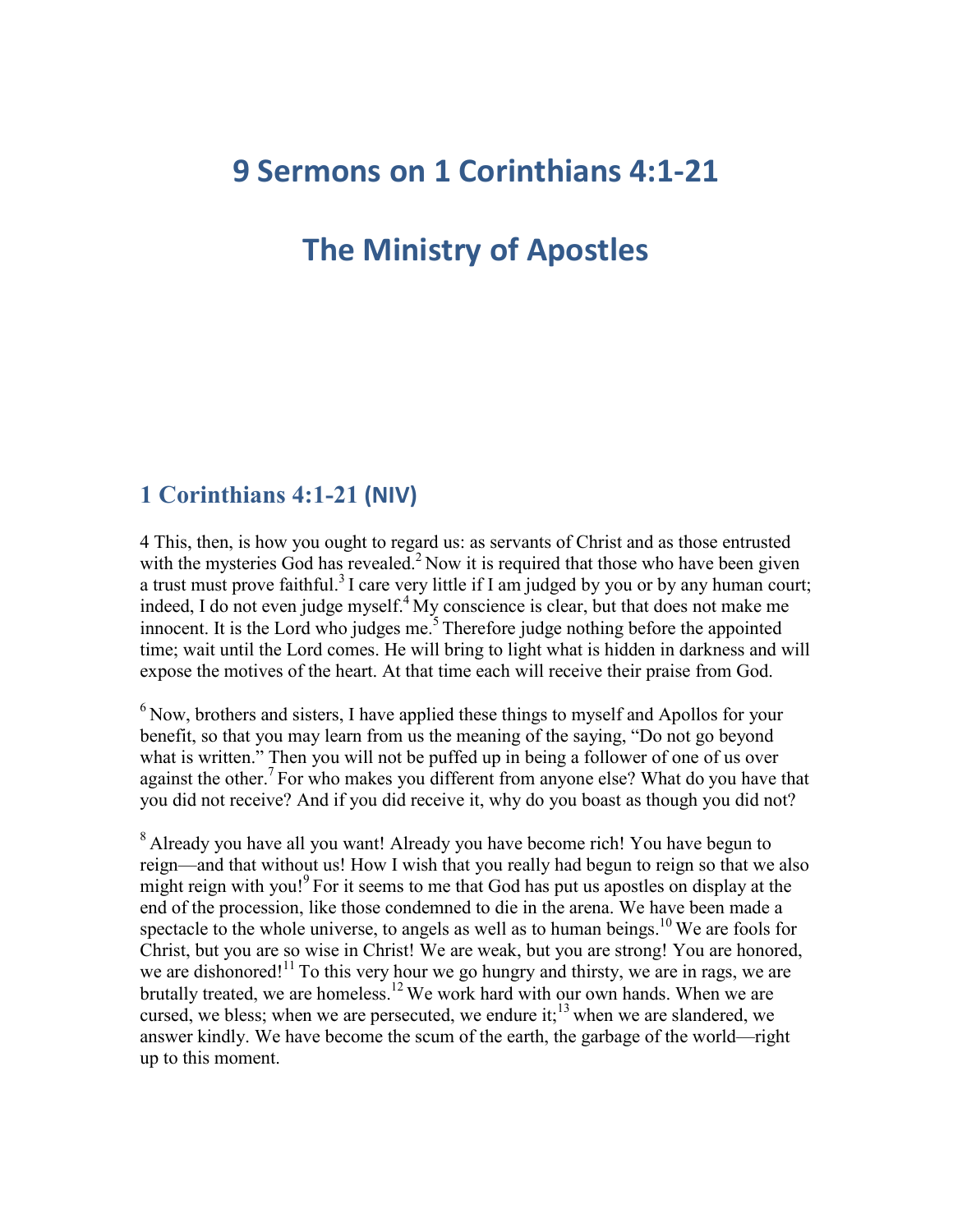# 9 Sermons on 1 Corinthians 4:1-21

# The Ministry of Apostles

## 1 Corinthians 4:1-21 (NIV)

4 This, then, is how you ought to regard us: as servants of Christ and as those entrusted with the mysteries God has revealed.[2] Now it is required that those who have been given a trust must prove faithful.[3] I care very little if I am judged by you or by any human court; indeed, I do not even judge myself.[4] My conscience is clear, but that does not make me innocent. It is the Lord who judges me.[5] Therefore judge nothing before the appointed time; wait until the Lord comes. He will bring to light what is hidden in darkness and will expose the motives of the heart. At that time each will receive their praise from God.

[6] Now, brothers and sisters, I have applied these things to myself and Apollos for your benefit, so that you may learn from us the meaning of the saying, "Do not go beyond what is written." Then you will not be puffed up in being a follower of one of us over against the other.[7] For who makes you different from anyone else? What do you have that you did not receive? And if you did receive it, why do you boast as though you did not?

[8] Already you have all you want! Already you have become rich! You have begun to reign—and that without us! How I wish that you really had begun to reign so that we also might reign with you![9] For it seems to me that God has put us apostles on display at the end of the procession, like those condemned to die in the arena. We have been made a spectacle to the whole universe, to angels as well as to human beings.[10] We are fools for Christ, but you are so wise in Christ! We are weak, but you are strong! You are honored, we are dishonored![11] To this very hour we go hungry and thirsty, we are in rags, we are brutally treated, we are homeless.[12] We work hard with our own hands. When we are cursed, we bless; when we are persecuted, we endure it;[13] when we are slandered, we answer kindly. We have become the scum of the earth, the garbage of the world—right up to this moment.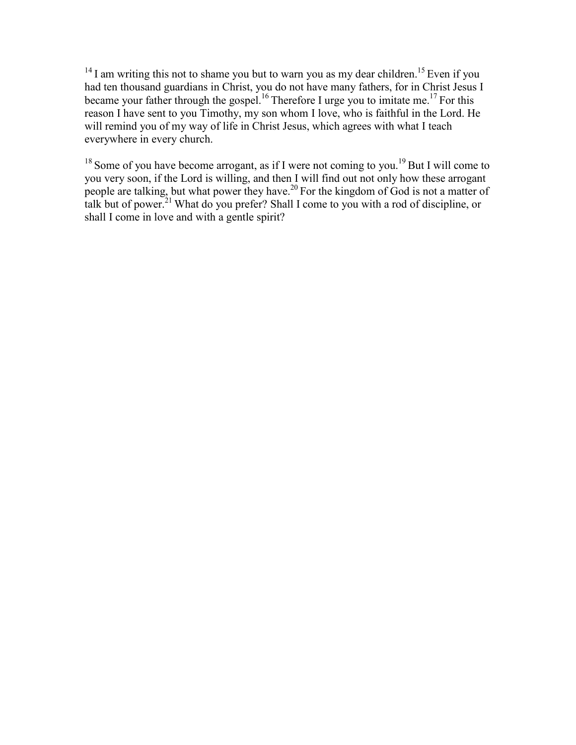[14] I am writing this not to shame you but to warn you as my dear children.[15] Even if you had ten thousand guardians in Christ, you do not have many fathers, for in Christ Jesus I became your father through the gospel.[16] Therefore I urge you to imitate me.[17] For this reason I have sent to you Timothy, my son whom I love, who is faithful in the Lord. He will remind you of my way of life in Christ Jesus, which agrees with what I teach everywhere in every church.

[18] Some of you have become arrogant, as if I were not coming to you.[19] But I will come to you very soon, if the Lord is willing, and then I will find out not only how these arrogant people are talking, but what power they have.[20] For the kingdom of God is not a matter of talk but of power.[21] What do you prefer? Shall I come to you with a rod of discipline, or shall I come in love and with a gentle spirit?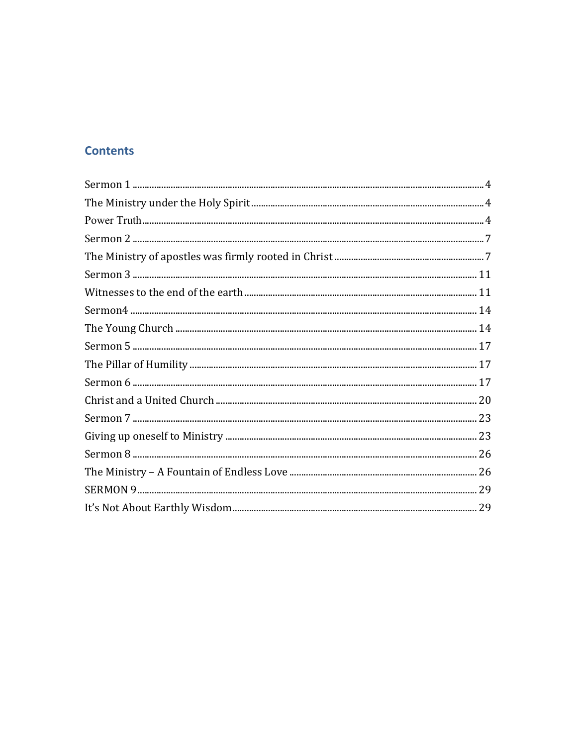## Contents

Sermon 1 .......... 4
The Ministry under the Holy Spirit .......... 4
Power Truth .......... 4
Sermon 2 .......... 7
The Ministry of apostles was firmly rooted in Christ .......... 7
Sermon 3 .......... 11
Witnesses to the end of the earth .......... 11
Sermon4 .......... 14
The Young Church .......... 14
Sermon 5 .......... 17
The Pillar of Humility .......... 17
Sermon 6 .......... 17
Christ and a United Church .......... 20
Sermon 7 .......... 23
Giving up oneself to Ministry .......... 23
Sermon 8 .......... 26
The Ministry – A Fountain of Endless Love .......... 26
SERMON 9 .......... 29
It's Not About Earthly Wisdom .......... 29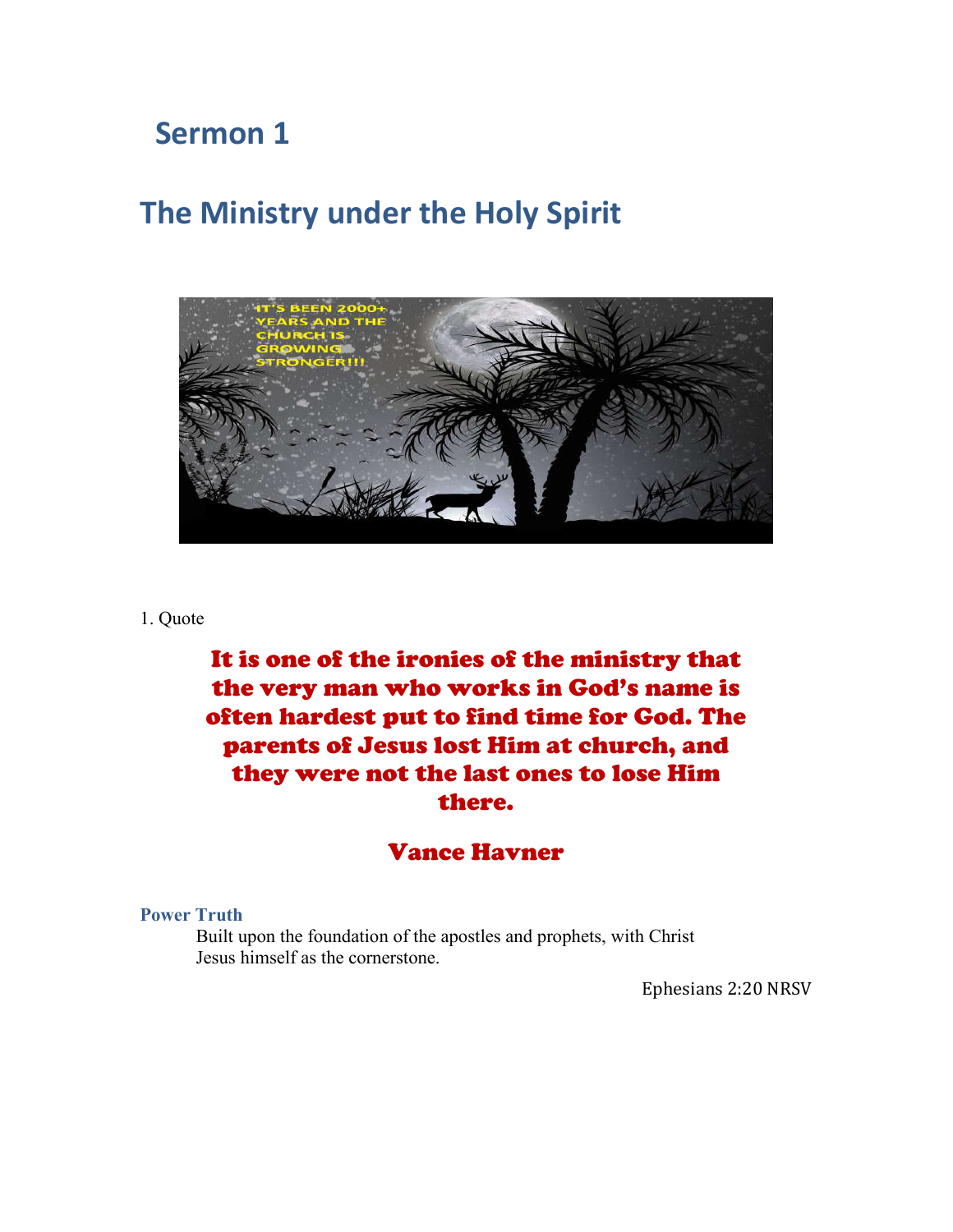# Sermon 1

## The Ministry under the Holy Spirit

1. Quote

**It is one of the ironies of the ministry that the very man who works in God's name is often hardest put to find time for God. The parents of Jesus lost Him at church, and they were not the last ones to lose Him there.**

**Vance Havner**

### Power Truth

Built upon the foundation of the apostles and prophets, with Christ Jesus himself as the cornerstone.

Ephesians 2:20 NRSV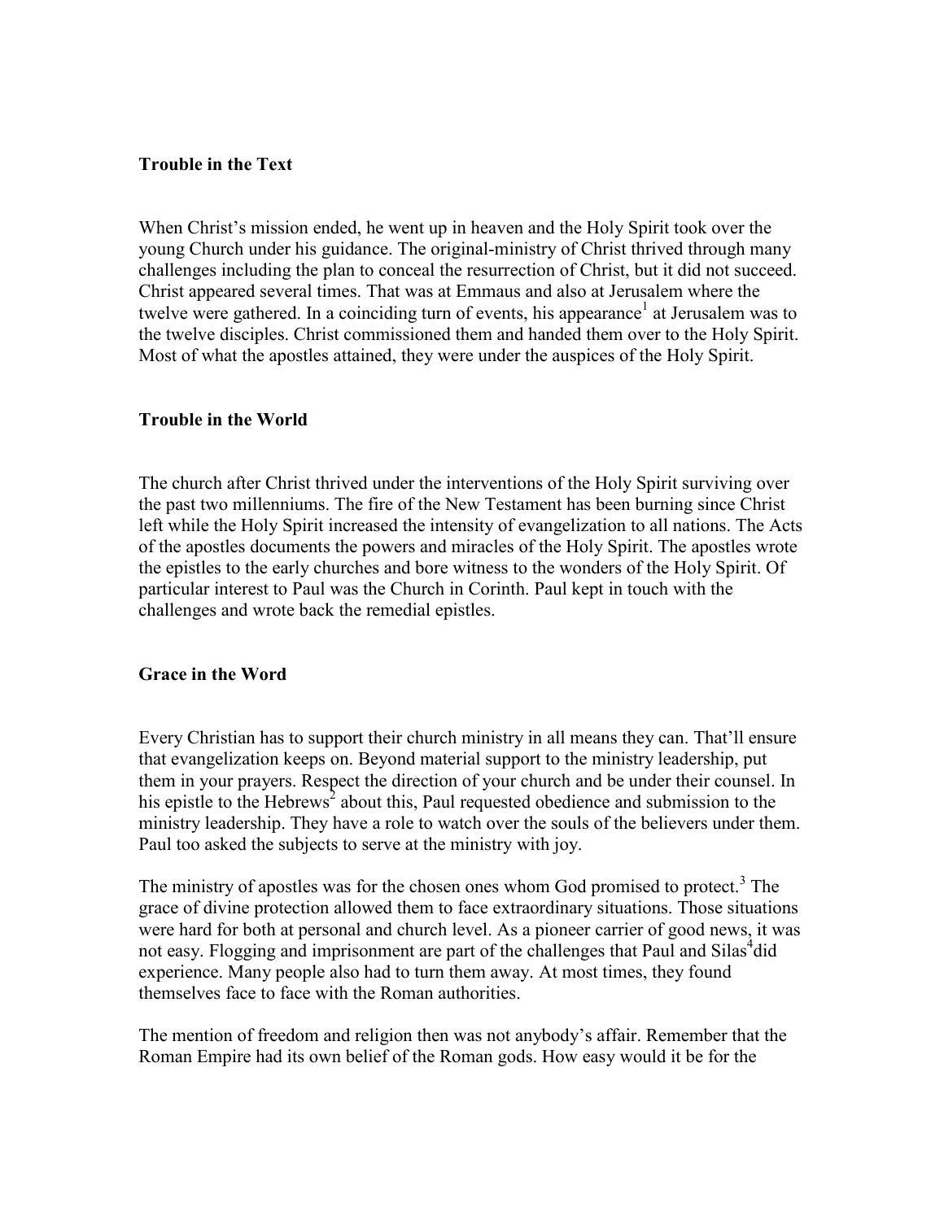## Trouble in the Text

When Christ's mission ended, he went up in heaven and the Holy Spirit took over the young Church under his guidance. The original-ministry of Christ thrived through many challenges including the plan to conceal the resurrection of Christ, but it did not succeed. Christ appeared several times. That was at Emmaus and also at Jerusalem where the twelve were gathered. In a coinciding turn of events, his appearance[1] at Jerusalem was to the twelve disciples. Christ commissioned them and handed them over to the Holy Spirit. Most of what the apostles attained, they were under the auspices of the Holy Spirit.

## Trouble in the World

The church after Christ thrived under the interventions of the Holy Spirit surviving over the past two millenniums. The fire of the New Testament has been burning since Christ left while the Holy Spirit increased the intensity of evangelization to all nations. The Acts of the apostles documents the powers and miracles of the Holy Spirit. The apostles wrote the epistles to the early churches and bore witness to the wonders of the Holy Spirit. Of particular interest to Paul was the Church in Corinth. Paul kept in touch with the challenges and wrote back the remedial epistles.

## Grace in the Word

Every Christian has to support their church ministry in all means they can. That'll ensure that evangelization keeps on. Beyond material support to the ministry leadership, put them in your prayers. Respect the direction of your church and be under their counsel. In his epistle to the Hebrews[2] about this, Paul requested obedience and submission to the ministry leadership. They have a role to watch over the souls of the believers under them. Paul too asked the subjects to serve at the ministry with joy.

The ministry of apostles was for the chosen ones whom God promised to protect.[3] The grace of divine protection allowed them to face extraordinary situations. Those situations were hard for both at personal and church level. As a pioneer carrier of good news, it was not easy. Flogging and imprisonment are part of the challenges that Paul and Silas[4] did experience. Many people also had to turn them away. At most times, they found themselves face to face with the Roman authorities.

The mention of freedom and religion then was not anybody's affair. Remember that the Roman Empire had its own belief of the Roman gods. How easy would it be for the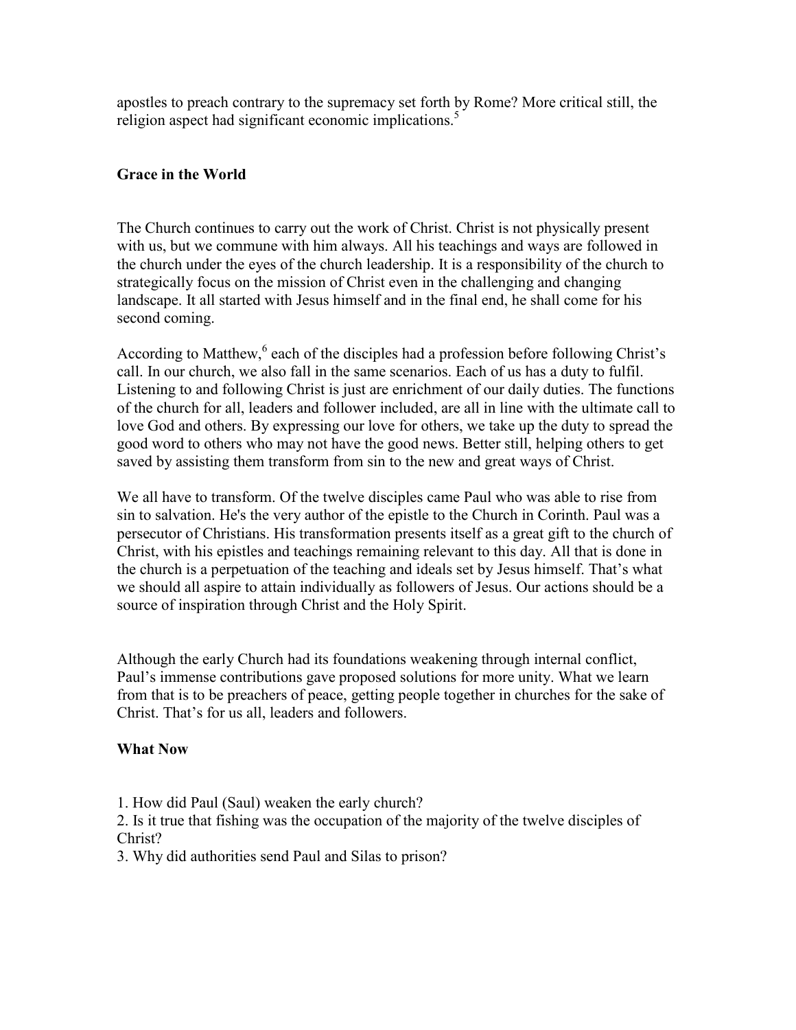apostles to preach contrary to the supremacy set forth by Rome? More critical still, the religion aspect had significant economic implications.[5]

## Grace in the World

The Church continues to carry out the work of Christ. Christ is not physically present with us, but we commune with him always. All his teachings and ways are followed in the church under the eyes of the church leadership. It is a responsibility of the church to strategically focus on the mission of Christ even in the challenging and changing landscape. It all started with Jesus himself and in the final end, he shall come for his second coming.

According to Matthew,[6] each of the disciples had a profession before following Christ's call. In our church, we also fall in the same scenarios. Each of us has a duty to fulfil. Listening to and following Christ is just are enrichment of our daily duties. The functions of the church for all, leaders and follower included, are all in line with the ultimate call to love God and others. By expressing our love for others, we take up the duty to spread the good word to others who may not have the good news. Better still, helping others to get saved by assisting them transform from sin to the new and great ways of Christ.

We all have to transform. Of the twelve disciples came Paul who was able to rise from sin to salvation. He's the very author of the epistle to the Church in Corinth. Paul was a persecutor of Christians. His transformation presents itself as a great gift to the church of Christ, with his epistles and teachings remaining relevant to this day. All that is done in the church is a perpetuation of the teaching and ideals set by Jesus himself. That's what we should all aspire to attain individually as followers of Jesus. Our actions should be a source of inspiration through Christ and the Holy Spirit.

Although the early Church had its foundations weakening through internal conflict, Paul's immense contributions gave proposed solutions for more unity. What we learn from that is to be preachers of peace, getting people together in churches for the sake of Christ. That's for us all, leaders and followers.

## What Now

1. How did Paul (Saul) weaken the early church?
2. Is it true that fishing was the occupation of the majority of the twelve disciples of Christ?
3. Why did authorities send Paul and Silas to prison?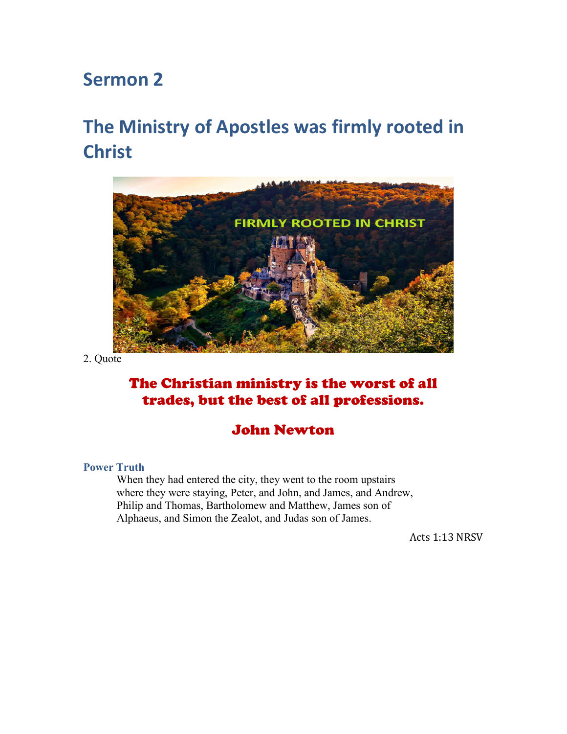# Sermon 2

# The Ministry of Apostles was firmly rooted in Christ

2. Quote

**The Christian ministry is the worst of all trades, but the best of all professions.**

**John Newton**

### Power Truth

> When they had entered the city, they went to the room upstairs where they were staying, Peter, and John, and James, and Andrew, Philip and Thomas, Bartholomew and Matthew, James son of Alphaeus, and Simon the Zealot, and Judas son of James.

Acts 1:13 NRSV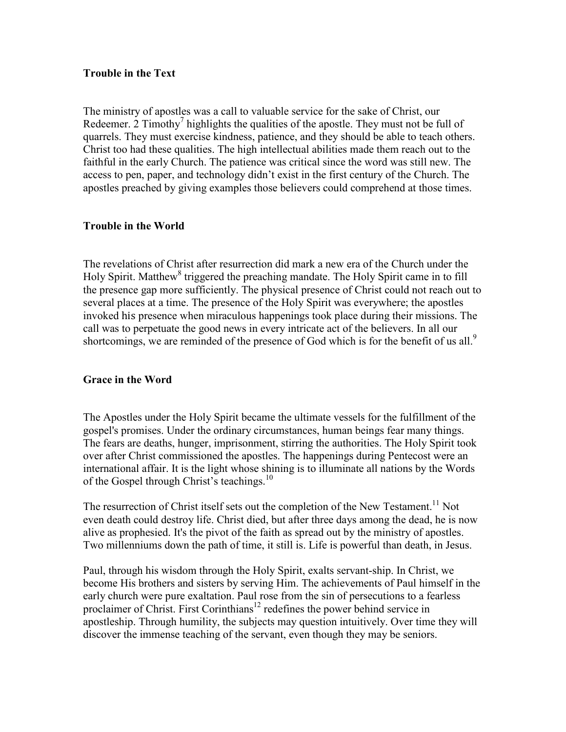**Trouble in the Text**

The ministry of apostles was a call to valuable service for the sake of Christ, our Redeemer. 2 Timothy[7] highlights the qualities of the apostle. They must not be full of quarrels. They must exercise kindness, patience, and they should be able to teach others. Christ too had these qualities. The high intellectual abilities made them reach out to the faithful in the early Church. The patience was critical since the word was still new. The access to pen, paper, and technology didn't exist in the first century of the Church. The apostles preached by giving examples those believers could comprehend at those times.

**Trouble in the World**

The revelations of Christ after resurrection did mark a new era of the Church under the Holy Spirit. Matthew[8] triggered the preaching mandate. The Holy Spirit came in to fill the presence gap more sufficiently. The physical presence of Christ could not reach out to several places at a time. The presence of the Holy Spirit was everywhere; the apostles invoked his presence when miraculous happenings took place during their missions. The call was to perpetuate the good news in every intricate act of the believers. In all our shortcomings, we are reminded of the presence of God which is for the benefit of us all.[9]

**Grace in the Word**

The Apostles under the Holy Spirit became the ultimate vessels for the fulfillment of the gospel's promises. Under the ordinary circumstances, human beings fear many things. The fears are deaths, hunger, imprisonment, stirring the authorities. The Holy Spirit took over after Christ commissioned the apostles. The happenings during Pentecost were an international affair. It is the light whose shining is to illuminate all nations by the Words of the Gospel through Christ's teachings.[10]

The resurrection of Christ itself sets out the completion of the New Testament.[11] Not even death could destroy life. Christ died, but after three days among the dead, he is now alive as prophesied. It's the pivot of the faith as spread out by the ministry of apostles. Two millenniums down the path of time, it still is. Life is powerful than death, in Jesus.

Paul, through his wisdom through the Holy Spirit, exalts servant-ship. In Christ, we become His brothers and sisters by serving Him. The achievements of Paul himself in the early church were pure exaltation. Paul rose from the sin of persecutions to a fearless proclaimer of Christ. First Corinthians[12] redefines the power behind service in apostleship. Through humility, the subjects may question intuitively. Over time they will discover the immense teaching of the servant, even though they may be seniors.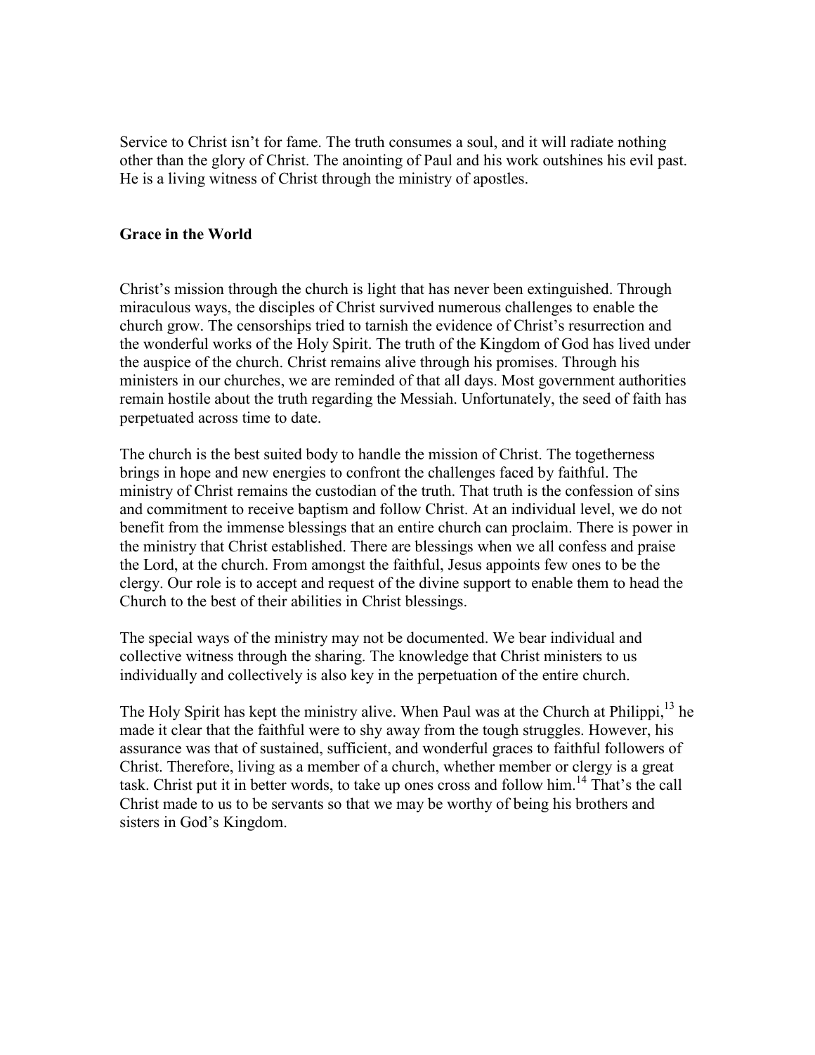Service to Christ isn't for fame. The truth consumes a soul, and it will radiate nothing other than the glory of Christ. The anointing of Paul and his work outshines his evil past. He is a living witness of Christ through the ministry of apostles.

**Grace in the World**

Christ's mission through the church is light that has never been extinguished. Through miraculous ways, the disciples of Christ survived numerous challenges to enable the church grow. The censorships tried to tarnish the evidence of Christ's resurrection and the wonderful works of the Holy Spirit. The truth of the Kingdom of God has lived under the auspice of the church. Christ remains alive through his promises. Through his ministers in our churches, we are reminded of that all days. Most government authorities remain hostile about the truth regarding the Messiah. Unfortunately, the seed of faith has perpetuated across time to date.

The church is the best suited body to handle the mission of Christ. The togetherness brings in hope and new energies to confront the challenges faced by faithful. The ministry of Christ remains the custodian of the truth. That truth is the confession of sins and commitment to receive baptism and follow Christ. At an individual level, we do not benefit from the immense blessings that an entire church can proclaim. There is power in the ministry that Christ established. There are blessings when we all confess and praise the Lord, at the church. From amongst the faithful, Jesus appoints few ones to be the clergy. Our role is to accept and request of the divine support to enable them to head the Church to the best of their abilities in Christ blessings.

The special ways of the ministry may not be documented. We bear individual and collective witness through the sharing. The knowledge that Christ ministers to us individually and collectively is also key in the perpetuation of the entire church.

The Holy Spirit has kept the ministry alive. When Paul was at the Church at Philippi,[13] he made it clear that the faithful were to shy away from the tough struggles. However, his assurance was that of sustained, sufficient, and wonderful graces to faithful followers of Christ. Therefore, living as a member of a church, whether member or clergy is a great task. Christ put it in better words, to take up ones cross and follow him.[14] That's the call Christ made to us to be servants so that we may be worthy of being his brothers and sisters in God's Kingdom.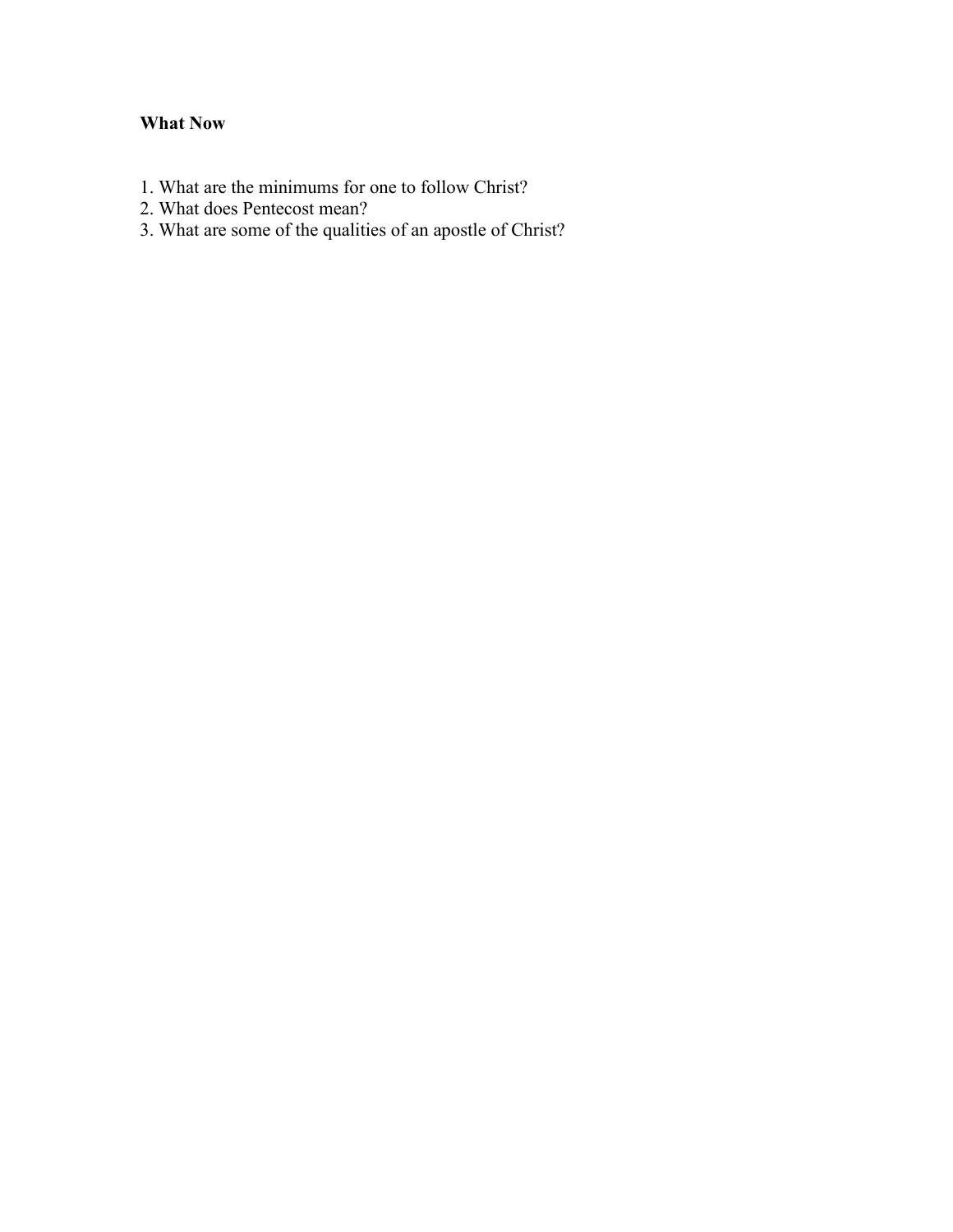**What Now**

1. What are the minimums for one to follow Christ?
2. What does Pentecost mean?
3. What are some of the qualities of an apostle of Christ?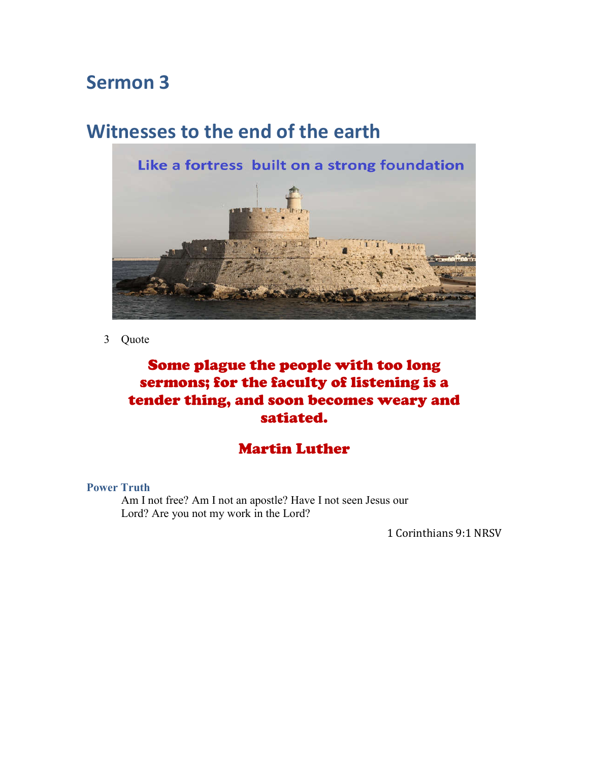# Sermon 3

## Witnesses to the end of the earth

Like a fortress built on a strong foundation

3 Quote

**Some plague the people with too long sermons; for the faculty of listening is a tender thing, and soon becomes weary and satiated.**

**Martin Luther**

**Power Truth**

Am I not free? Am I not an apostle? Have I not seen Jesus our Lord? Are you not my work in the Lord?

1 Corinthians 9:1 NRSV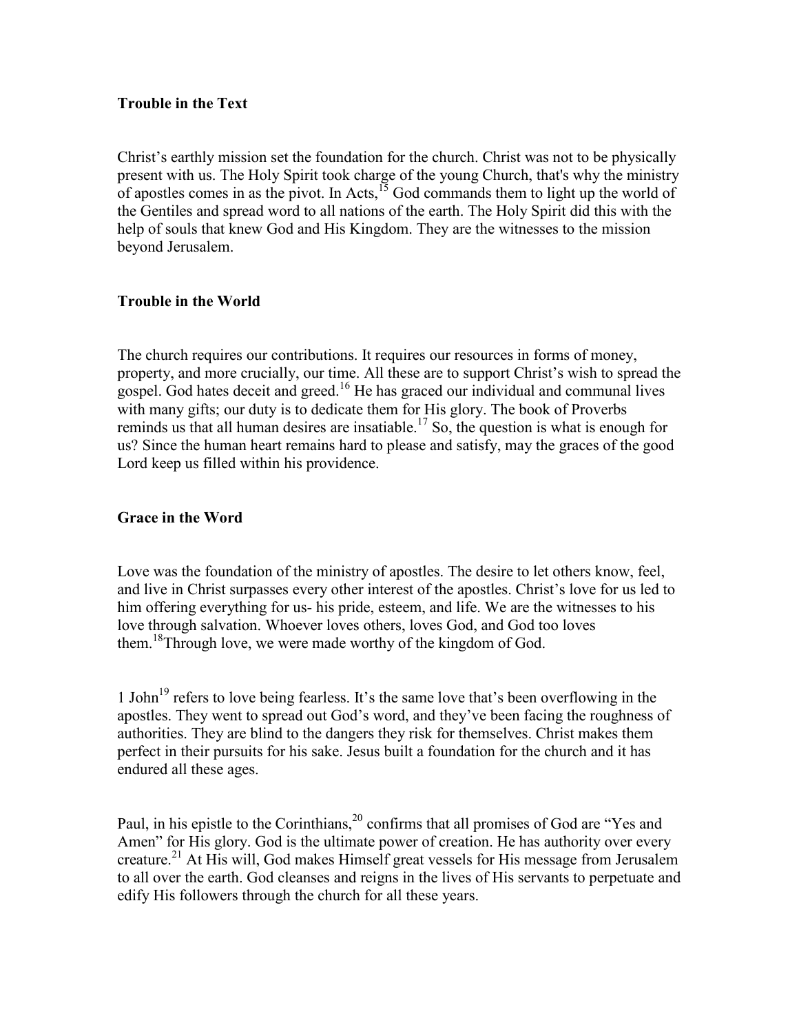**Trouble in the Text**

Christ's earthly mission set the foundation for the church. Christ was not to be physically present with us. The Holy Spirit took charge of the young Church, that's why the ministry of apostles comes in as the pivot. In Acts,[15] God commands them to light up the world of the Gentiles and spread word to all nations of the earth. The Holy Spirit did this with the help of souls that knew God and His Kingdom. They are the witnesses to the mission beyond Jerusalem.

**Trouble in the World**

The church requires our contributions. It requires our resources in forms of money, property, and more crucially, our time. All these are to support Christ's wish to spread the gospel. God hates deceit and greed.[16] He has graced our individual and communal lives with many gifts; our duty is to dedicate them for His glory. The book of Proverbs reminds us that all human desires are insatiable.[17] So, the question is what is enough for us? Since the human heart remains hard to please and satisfy, may the graces of the good Lord keep us filled within his providence.

**Grace in the Word**

Love was the foundation of the ministry of apostles. The desire to let others know, feel, and live in Christ surpasses every other interest of the apostles. Christ's love for us led to him offering everything for us- his pride, esteem, and life. We are the witnesses to his love through salvation. Whoever loves others, loves God, and God too loves them.[18]Through love, we were made worthy of the kingdom of God.

1 John[19] refers to love being fearless. It's the same love that's been overflowing in the apostles. They went to spread out God's word, and they've been facing the roughness of authorities. They are blind to the dangers they risk for themselves. Christ makes them perfect in their pursuits for his sake. Jesus built a foundation for the church and it has endured all these ages.

Paul, in his epistle to the Corinthians,[20] confirms that all promises of God are "Yes and Amen" for His glory. God is the ultimate power of creation. He has authority over every creature.[21] At His will, God makes Himself great vessels for His message from Jerusalem to all over the earth. God cleanses and reigns in the lives of His servants to perpetuate and edify His followers through the church for all these years.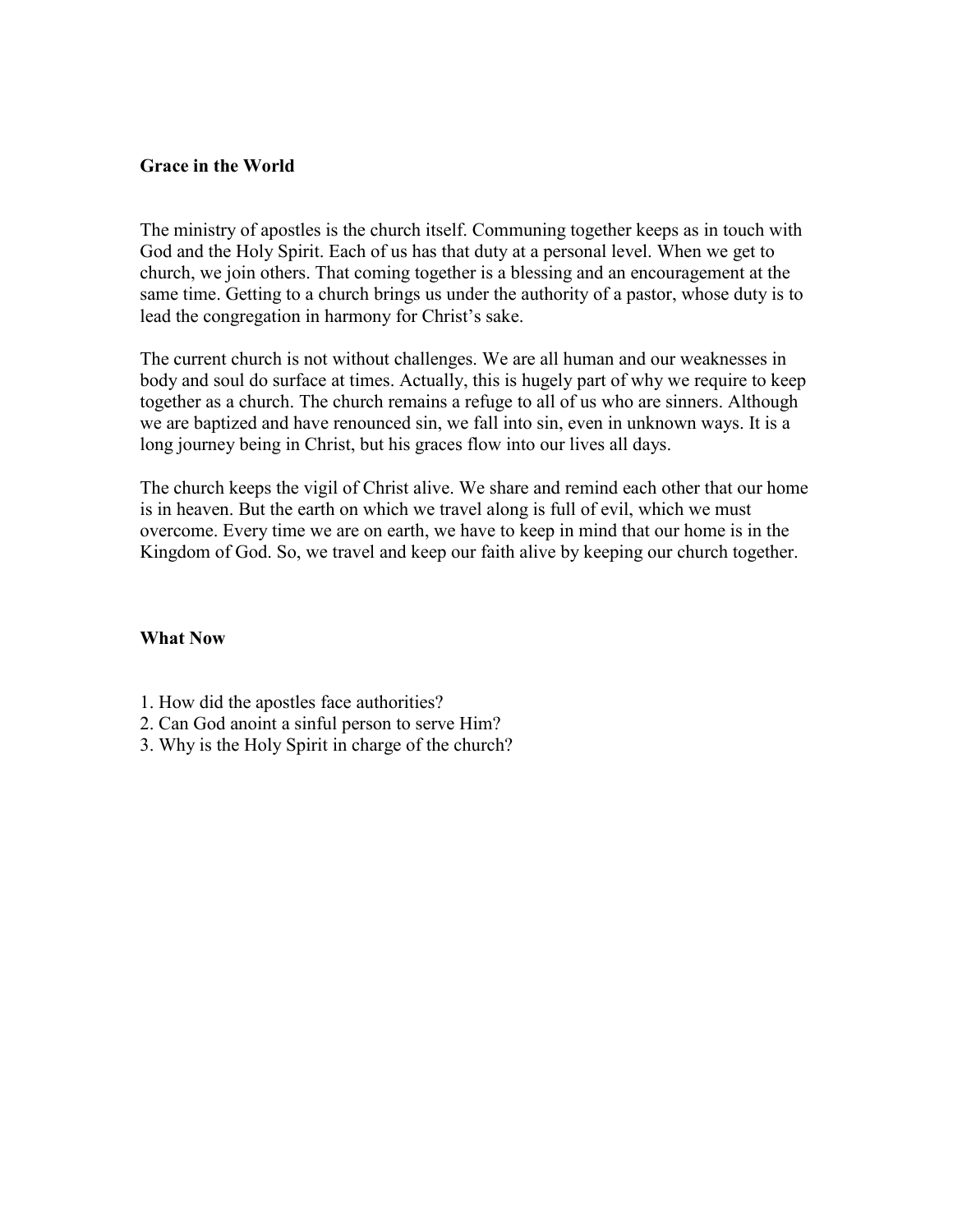## Grace in the World

The ministry of apostles is the church itself. Communing together keeps as in touch with God and the Holy Spirit. Each of us has that duty at a personal level. When we get to church, we join others. That coming together is a blessing and an encouragement at the same time. Getting to a church brings us under the authority of a pastor, whose duty is to lead the congregation in harmony for Christ's sake.

The current church is not without challenges. We are all human and our weaknesses in body and soul do surface at times. Actually, this is hugely part of why we require to keep together as a church. The church remains a refuge to all of us who are sinners. Although we are baptized and have renounced sin, we fall into sin, even in unknown ways. It is a long journey being in Christ, but his graces flow into our lives all days.

The church keeps the vigil of Christ alive. We share and remind each other that our home is in heaven. But the earth on which we travel along is full of evil, which we must overcome. Every time we are on earth, we have to keep in mind that our home is in the Kingdom of God. So, we travel and keep our faith alive by keeping our church together.

## What Now

1. How did the apostles face authorities?
2. Can God anoint a sinful person to serve Him?
3. Why is the Holy Spirit in charge of the church?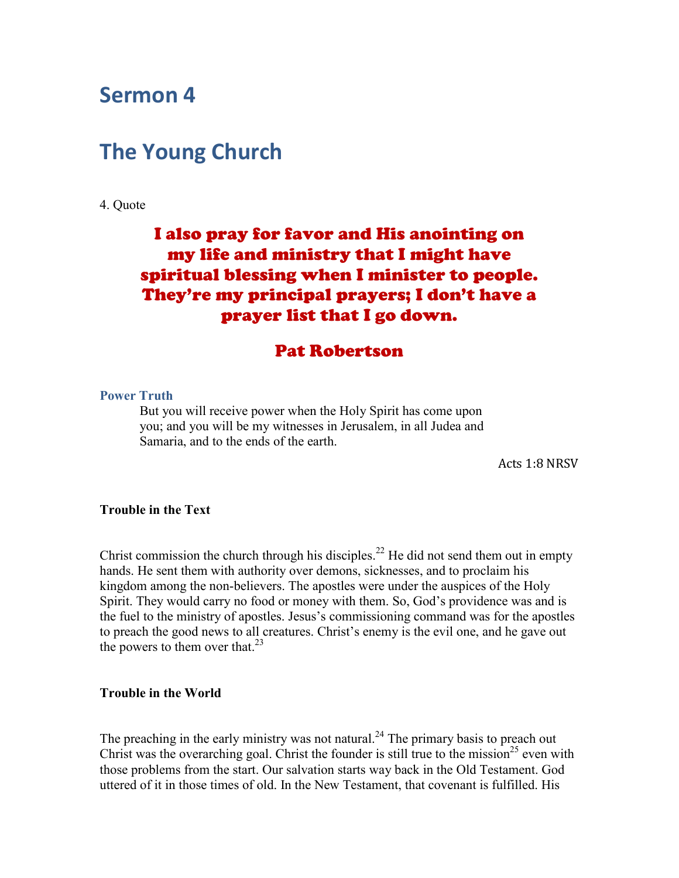# Sermon 4

# The Young Church

4. Quote

**I also pray for favor and His anointing on my life and ministry that I might have spiritual blessing when I minister to people. They're my principal prayers; I don't have a prayer list that I go down.**

**Pat Robertson**

### Power Truth

> But you will receive power when the Holy Spirit has come upon you; and you will be my witnesses in Jerusalem, in all Judea and Samaria, and to the ends of the earth.
>
> Acts 1:8 NRSV

**Trouble in the Text**

Christ commission the church through his disciples.[22] He did not send them out in empty hands. He sent them with authority over demons, sicknesses, and to proclaim his kingdom among the non-believers. The apostles were under the auspices of the Holy Spirit. They would carry no food or money with them. So, God's providence was and is the fuel to the ministry of apostles. Jesus's commissioning command was for the apostles to preach the good news to all creatures. Christ's enemy is the evil one, and he gave out the powers to them over that.[23]

**Trouble in the World**

The preaching in the early ministry was not natural.[24] The primary basis to preach out Christ was the overarching goal. Christ the founder is still true to the mission[25] even with those problems from the start. Our salvation starts way back in the Old Testament. God uttered of it in those times of old. In the New Testament, that covenant is fulfilled. His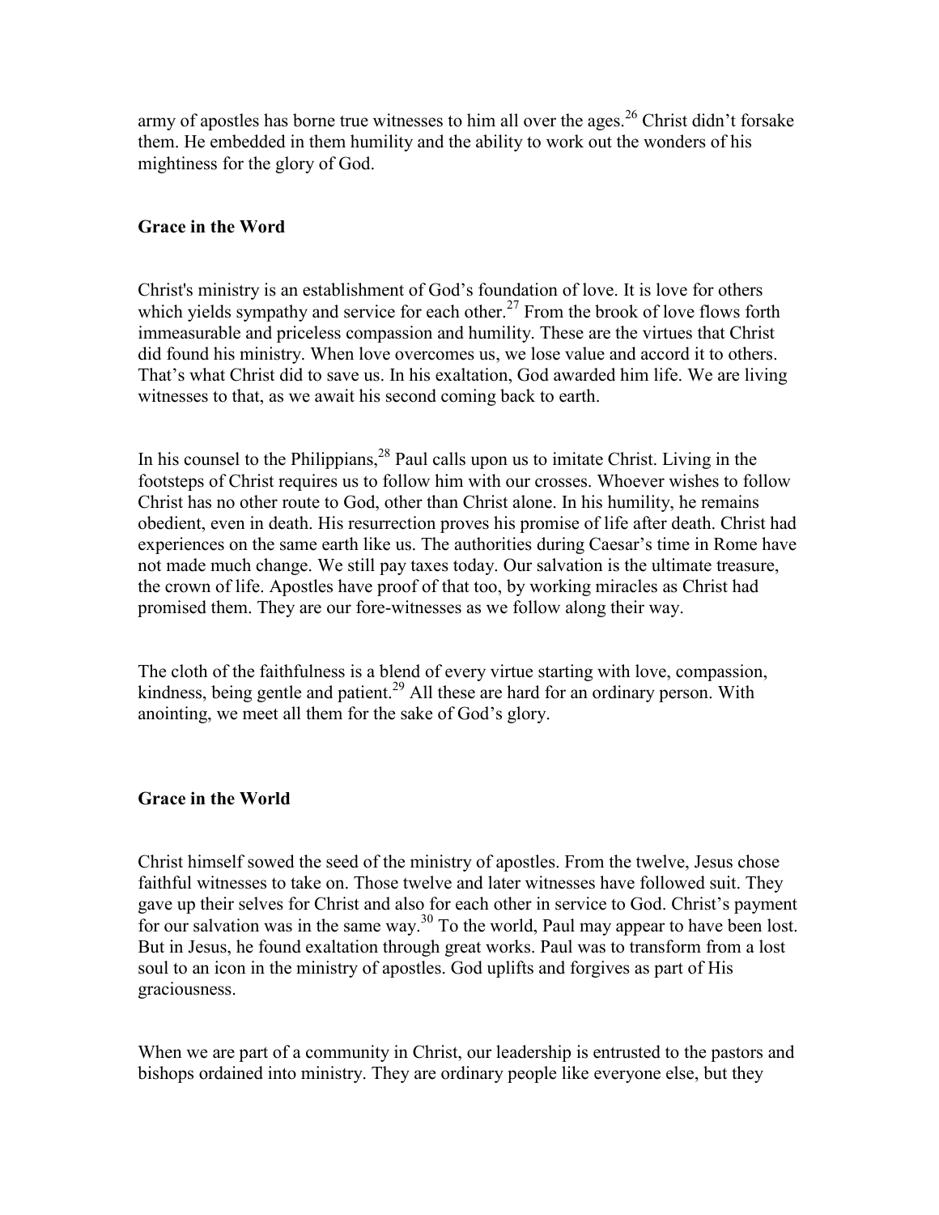army of apostles has borne true witnesses to him all over the ages.[26] Christ didn't forsake them. He embedded in them humility and the ability to work out the wonders of his mightiness for the glory of God.

### Grace in the Word

Christ's ministry is an establishment of God's foundation of love. It is love for others which yields sympathy and service for each other.[27] From the brook of love flows forth immeasurable and priceless compassion and humility. These are the virtues that Christ did found his ministry. When love overcomes us, we lose value and accord it to others. That's what Christ did to save us. In his exaltation, God awarded him life. We are living witnesses to that, as we await his second coming back to earth.

In his counsel to the Philippians,[28] Paul calls upon us to imitate Christ. Living in the footsteps of Christ requires us to follow him with our crosses. Whoever wishes to follow Christ has no other route to God, other than Christ alone. In his humility, he remains obedient, even in death. His resurrection proves his promise of life after death. Christ had experiences on the same earth like us. The authorities during Caesar's time in Rome have not made much change. We still pay taxes today. Our salvation is the ultimate treasure, the crown of life. Apostles have proof of that too, by working miracles as Christ had promised them. They are our fore-witnesses as we follow along their way.

The cloth of the faithfulness is a blend of every virtue starting with love, compassion, kindness, being gentle and patient.[29] All these are hard for an ordinary person. With anointing, we meet all them for the sake of God's glory.

### Grace in the World

Christ himself sowed the seed of the ministry of apostles. From the twelve, Jesus chose faithful witnesses to take on. Those twelve and later witnesses have followed suit. They gave up their selves for Christ and also for each other in service to God. Christ's payment for our salvation was in the same way.[30] To the world, Paul may appear to have been lost. But in Jesus, he found exaltation through great works. Paul was to transform from a lost soul to an icon in the ministry of apostles. God uplifts and forgives as part of His graciousness.

When we are part of a community in Christ, our leadership is entrusted to the pastors and bishops ordained into ministry. They are ordinary people like everyone else, but they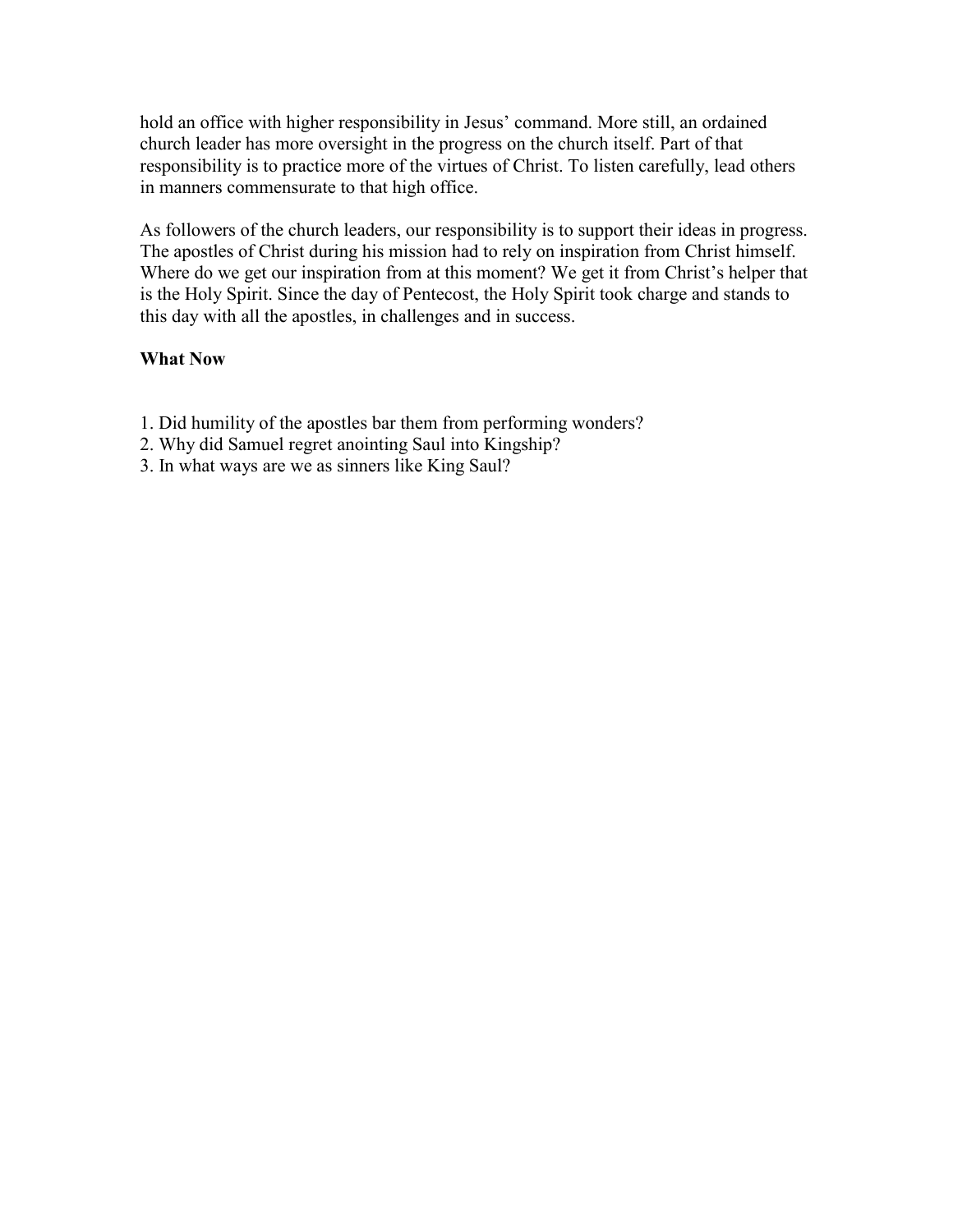hold an office with higher responsibility in Jesus' command. More still, an ordained church leader has more oversight in the progress on the church itself. Part of that responsibility is to practice more of the virtues of Christ. To listen carefully, lead others in manners commensurate to that high office.

As followers of the church leaders, our responsibility is to support their ideas in progress. The apostles of Christ during his mission had to rely on inspiration from Christ himself. Where do we get our inspiration from at this moment? We get it from Christ's helper that is the Holy Spirit. Since the day of Pentecost, the Holy Spirit took charge and stands to this day with all the apostles, in challenges and in success.

**What Now**

1. Did humility of the apostles bar them from performing wonders?
2. Why did Samuel regret anointing Saul into Kingship?
3. In what ways are we as sinners like King Saul?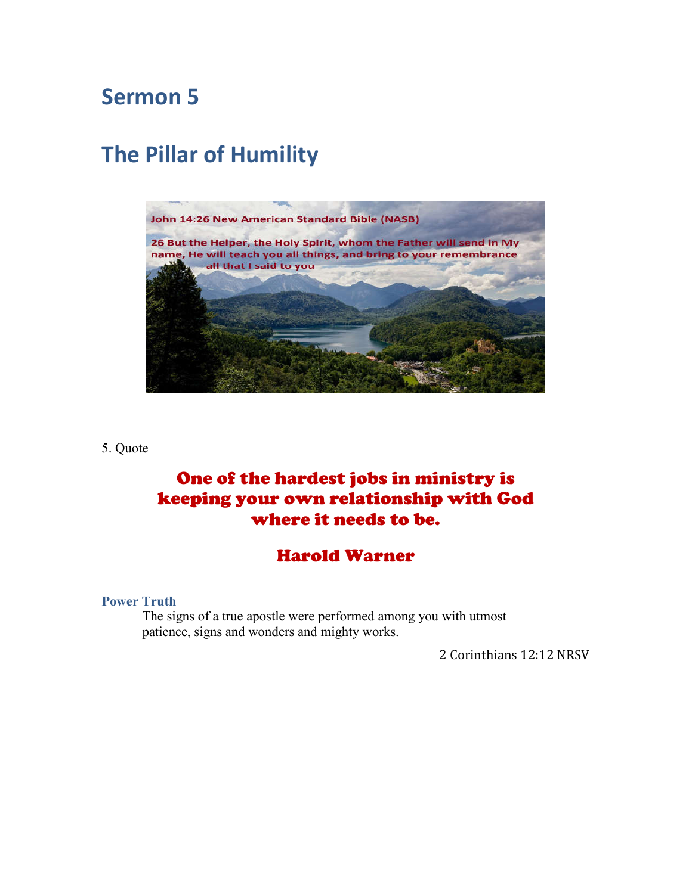# Sermon 5

# The Pillar of Humility

John 14:26 New American Standard Bible (NASB)

26 But the Helper, the Holy Spirit, whom the Father will send in My name, He will teach you all things, and bring to your remembrance all that I said to you

5. Quote

**One of the hardest jobs in ministry is keeping your own relationship with God where it needs to be.**

**Harold Warner**

### Power Truth

The signs of a true apostle were performed among you with utmost patience, signs and wonders and mighty works.

2 Corinthians 12:12 NRSV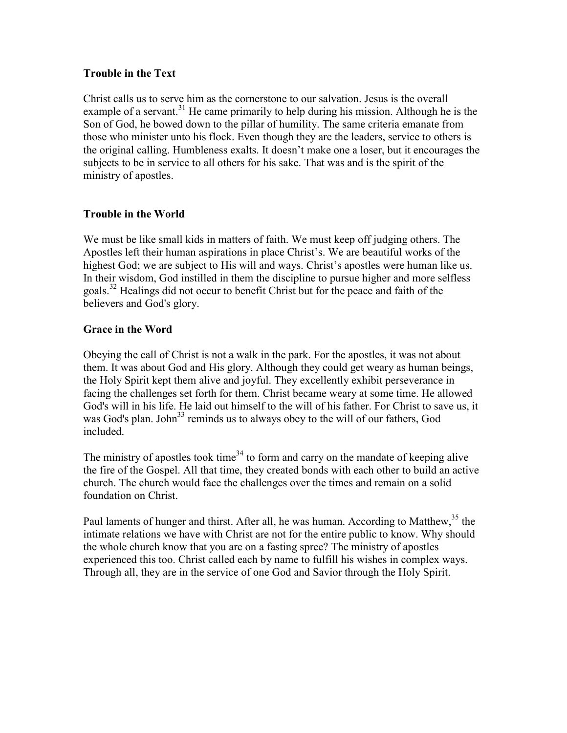**Trouble in the Text**

Christ calls us to serve him as the cornerstone to our salvation. Jesus is the overall example of a servant.[31] He came primarily to help during his mission. Although he is the Son of God, he bowed down to the pillar of humility. The same criteria emanate from those who minister unto his flock. Even though they are the leaders, service to others is the original calling. Humbleness exalts. It doesn't make one a loser, but it encourages the subjects to be in service to all others for his sake. That was and is the spirit of the ministry of apostles.

**Trouble in the World**

We must be like small kids in matters of faith. We must keep off judging others. The Apostles left their human aspirations in place Christ's. We are beautiful works of the highest God; we are subject to His will and ways. Christ's apostles were human like us. In their wisdom, God instilled in them the discipline to pursue higher and more selfless goals.[32] Healings did not occur to benefit Christ but for the peace and faith of the believers and God's glory.

**Grace in the Word**

Obeying the call of Christ is not a walk in the park. For the apostles, it was not about them. It was about God and His glory. Although they could get weary as human beings, the Holy Spirit kept them alive and joyful. They excellently exhibit perseverance in facing the challenges set forth for them. Christ became weary at some time. He allowed God's will in his life. He laid out himself to the will of his father. For Christ to save us, it was God's plan. John[33] reminds us to always obey to the will of our fathers, God included.

The ministry of apostles took time[34] to form and carry on the mandate of keeping alive the fire of the Gospel. All that time, they created bonds with each other to build an active church. The church would face the challenges over the times and remain on a solid foundation on Christ.

Paul laments of hunger and thirst. After all, he was human. According to Matthew,[35] the intimate relations we have with Christ are not for the entire public to know. Why should the whole church know that you are on a fasting spree? The ministry of apostles experienced this too. Christ called each by name to fulfill his wishes in complex ways. Through all, they are in the service of one God and Savior through the Holy Spirit.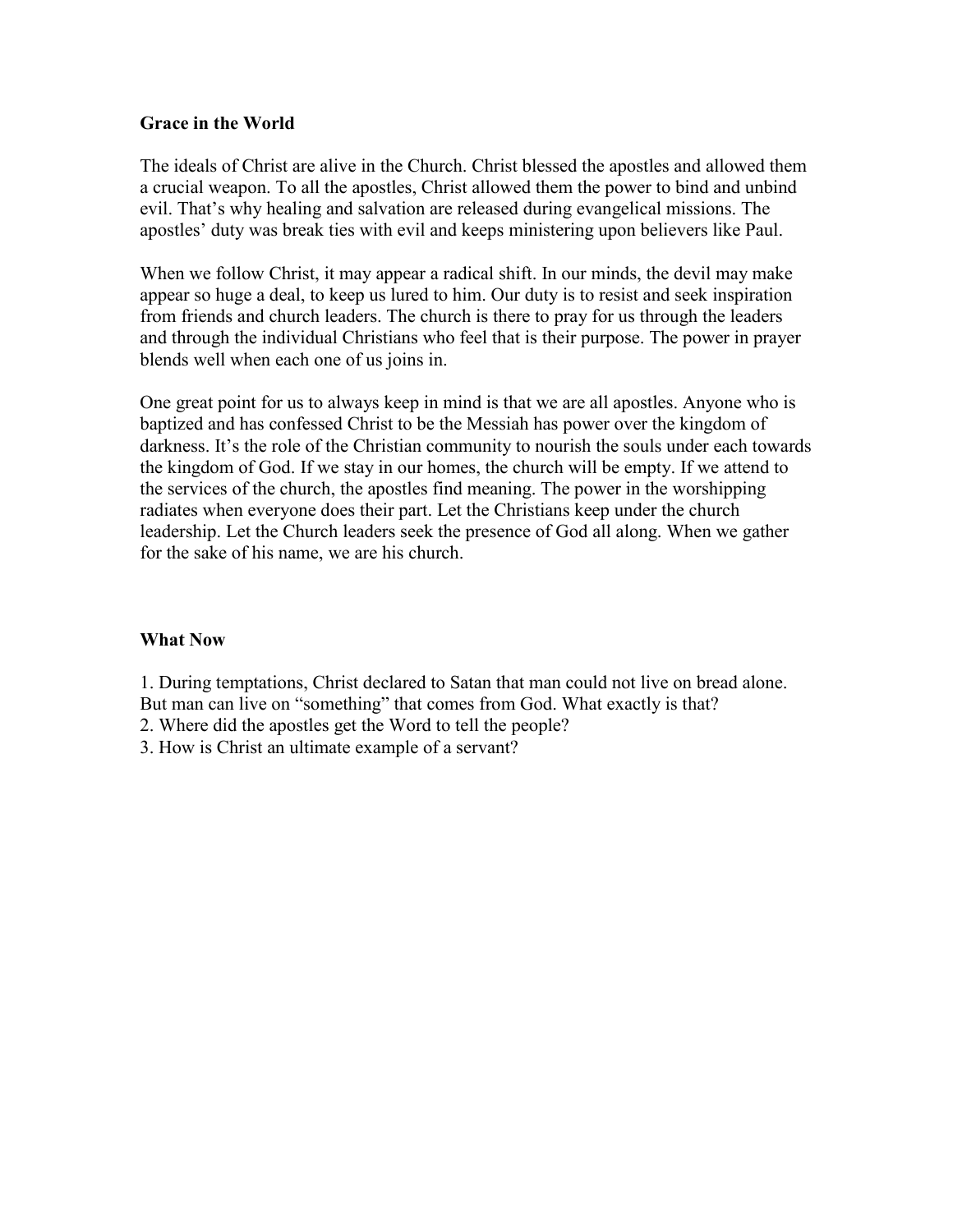**Grace in the World**

The ideals of Christ are alive in the Church. Christ blessed the apostles and allowed them a crucial weapon. To all the apostles, Christ allowed them the power to bind and unbind evil. That's why healing and salvation are released during evangelical missions. The apostles' duty was break ties with evil and keeps ministering upon believers like Paul.

When we follow Christ, it may appear a radical shift. In our minds, the devil may make appear so huge a deal, to keep us lured to him. Our duty is to resist and seek inspiration from friends and church leaders. The church is there to pray for us through the leaders and through the individual Christians who feel that is their purpose. The power in prayer blends well when each one of us joins in.

One great point for us to always keep in mind is that we are all apostles. Anyone who is baptized and has confessed Christ to be the Messiah has power over the kingdom of darkness. It's the role of the Christian community to nourish the souls under each towards the kingdom of God. If we stay in our homes, the church will be empty. If we attend to the services of the church, the apostles find meaning. The power in the worshipping radiates when everyone does their part. Let the Christians keep under the church leadership. Let the Church leaders seek the presence of God all along. When we gather for the sake of his name, we are his church.

**What Now**

1. During temptations, Christ declared to Satan that man could not live on bread alone. But man can live on "something" that comes from God. What exactly is that?
2. Where did the apostles get the Word to tell the people?
3. How is Christ an ultimate example of a servant?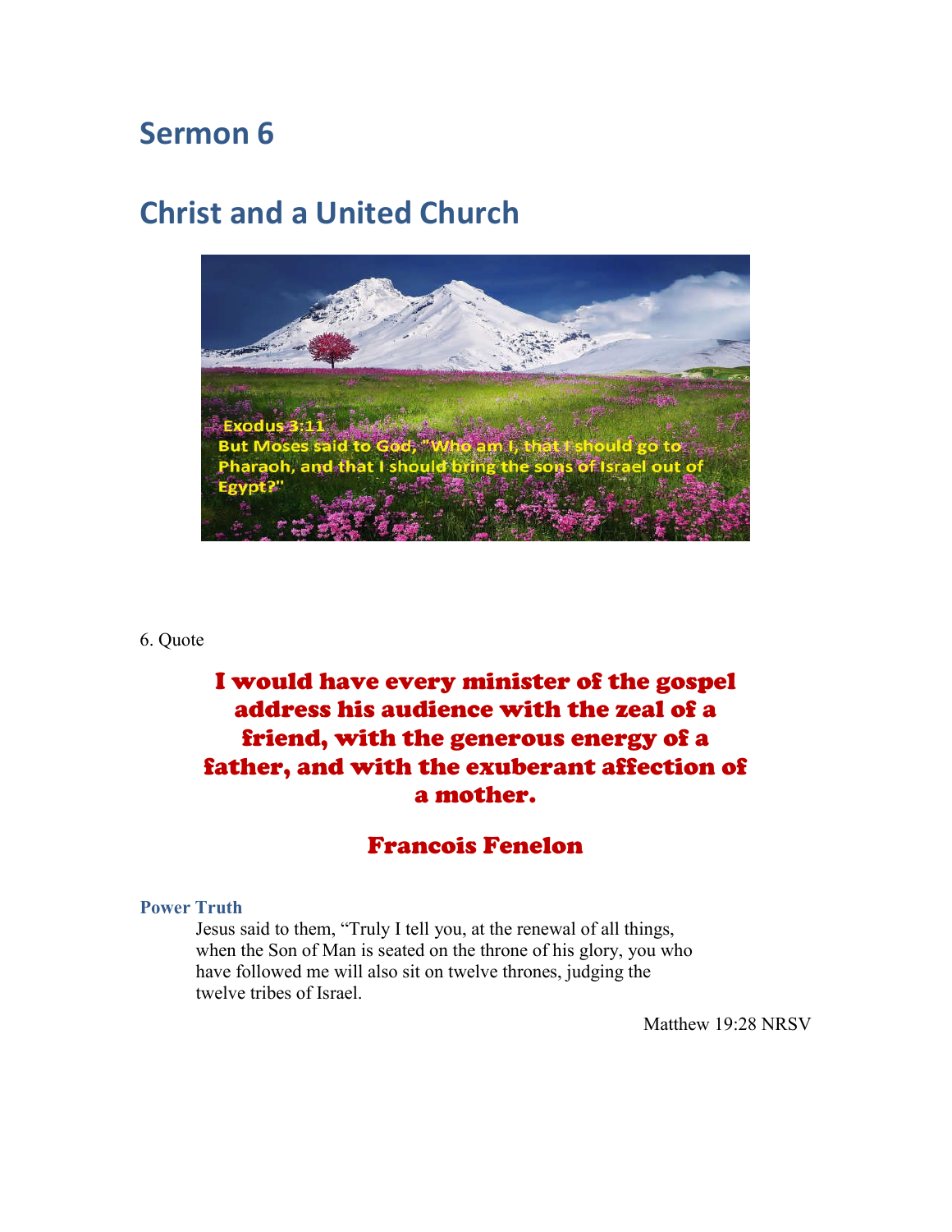# Sermon 6

## Christ and a United Church

Exodus 3:11
But Moses said to God, "Who am I, that I should go to Pharaoh, and that I should bring the sons of Israel out of Egypt?"

6. Quote

**I would have every minister of the gospel address his audience with the zeal of a friend, with the generous energy of a father, and with the exuberant affection of a mother.**

**Francois Fenelon**

**Power Truth**

> Jesus said to them, "Truly I tell you, at the renewal of all things, when the Son of Man is seated on the throne of his glory, you who have followed me will also sit on twelve thrones, judging the twelve tribes of Israel.
>
> Matthew 19:28 NRSV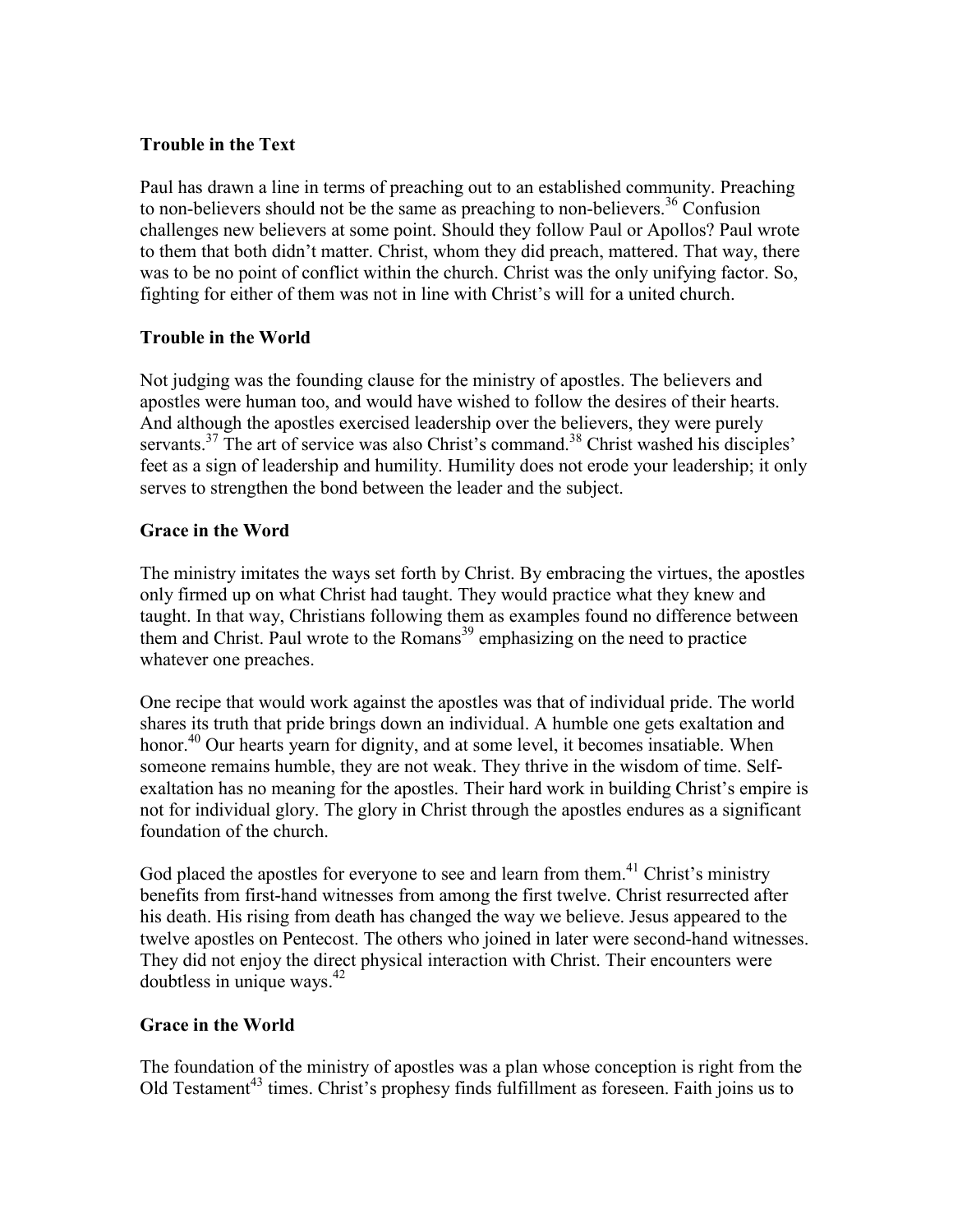**Trouble in the Text**

Paul has drawn a line in terms of preaching out to an established community. Preaching to non-believers should not be the same as preaching to non-believers.[36] Confusion challenges new believers at some point. Should they follow Paul or Apollos? Paul wrote to them that both didn't matter. Christ, whom they did preach, mattered. That way, there was to be no point of conflict within the church. Christ was the only unifying factor. So, fighting for either of them was not in line with Christ's will for a united church.

**Trouble in the World**

Not judging was the founding clause for the ministry of apostles. The believers and apostles were human too, and would have wished to follow the desires of their hearts. And although the apostles exercised leadership over the believers, they were purely servants.[37] The art of service was also Christ's command.[38] Christ washed his disciples' feet as a sign of leadership and humility. Humility does not erode your leadership; it only serves to strengthen the bond between the leader and the subject.

**Grace in the Word**

The ministry imitates the ways set forth by Christ. By embracing the virtues, the apostles only firmed up on what Christ had taught. They would practice what they knew and taught. In that way, Christians following them as examples found no difference between them and Christ. Paul wrote to the Romans[39] emphasizing on the need to practice whatever one preaches.

One recipe that would work against the apostles was that of individual pride. The world shares its truth that pride brings down an individual. A humble one gets exaltation and honor.[40] Our hearts yearn for dignity, and at some level, it becomes insatiable. When someone remains humble, they are not weak. They thrive in the wisdom of time. Self-exaltation has no meaning for the apostles. Their hard work in building Christ's empire is not for individual glory. The glory in Christ through the apostles endures as a significant foundation of the church.

God placed the apostles for everyone to see and learn from them.[41] Christ's ministry benefits from first-hand witnesses from among the first twelve. Christ resurrected after his death. His rising from death has changed the way we believe. Jesus appeared to the twelve apostles on Pentecost. The others who joined in later were second-hand witnesses. They did not enjoy the direct physical interaction with Christ. Their encounters were doubtless in unique ways.[42]

**Grace in the World**

The foundation of the ministry of apostles was a plan whose conception is right from the Old Testament[43] times. Christ's prophesy finds fulfillment as foreseen. Faith joins us to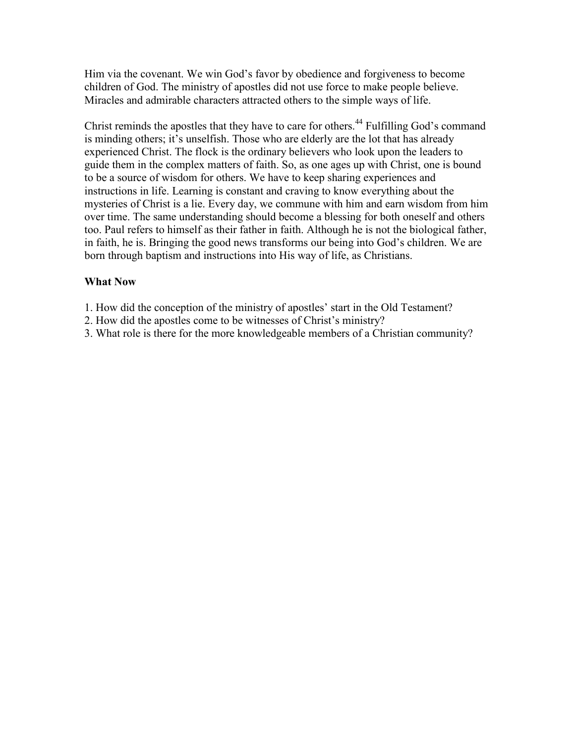Him via the covenant. We win God's favor by obedience and forgiveness to become children of God. The ministry of apostles did not use force to make people believe. Miracles and admirable characters attracted others to the simple ways of life.

Christ reminds the apostles that they have to care for others.[44] Fulfilling God's command is minding others; it's unselfish. Those who are elderly are the lot that has already experienced Christ. The flock is the ordinary believers who look upon the leaders to guide them in the complex matters of faith. So, as one ages up with Christ, one is bound to be a source of wisdom for others. We have to keep sharing experiences and instructions in life. Learning is constant and craving to know everything about the mysteries of Christ is a lie. Every day, we commune with him and earn wisdom from him over time. The same understanding should become a blessing for both oneself and others too. Paul refers to himself as their father in faith. Although he is not the biological father, in faith, he is. Bringing the good news transforms our being into God's children. We are born through baptism and instructions into His way of life, as Christians.

**What Now**

1. How did the conception of the ministry of apostles' start in the Old Testament?
2. How did the apostles come to be witnesses of Christ's ministry?
3. What role is there for the more knowledgeable members of a Christian community?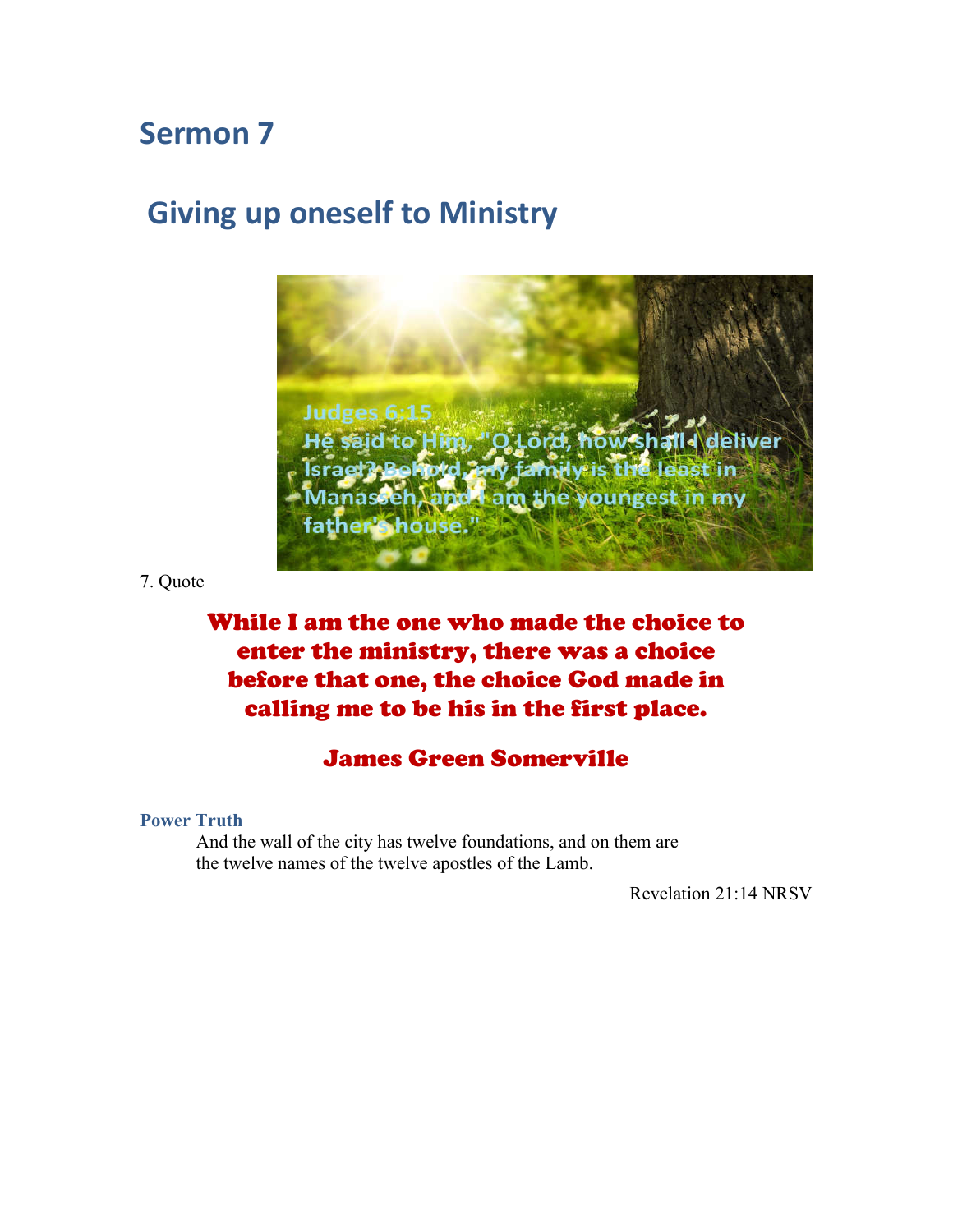# Sermon 7

## Giving up oneself to Ministry

Judges 6:15
He said to Him, "O Lord, how shall I deliver Israel? Behold, my family is the least in Manasseh, and I am the youngest in my father's house."

7. Quote

**While I am the one who made the choice to enter the ministry, there was a choice before that one, the choice God made in calling me to be his in the first place.**

**James Green Somerville**

**Power Truth**

And the wall of the city has twelve foundations, and on them are the twelve names of the twelve apostles of the Lamb.

Revelation 21:14 NRSV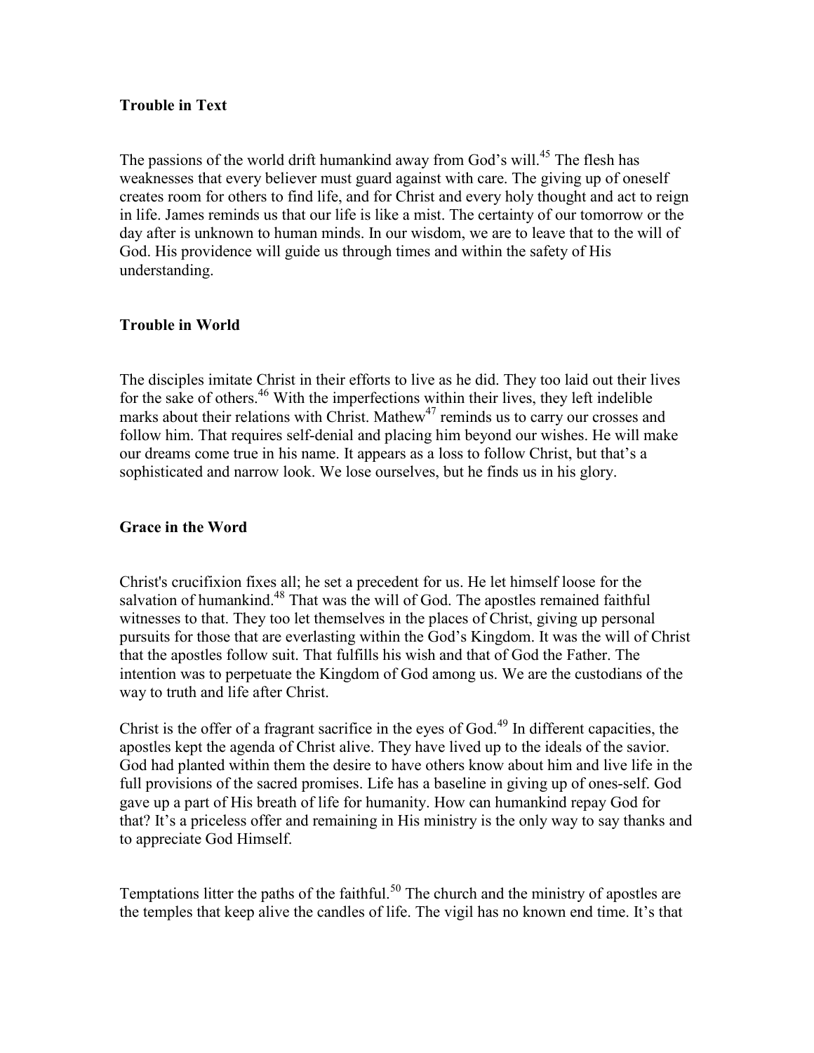### Trouble in Text

The passions of the world drift humankind away from God's will.[45] The flesh has weaknesses that every believer must guard against with care. The giving up of oneself creates room for others to find life, and for Christ and every holy thought and act to reign in life. James reminds us that our life is like a mist. The certainty of our tomorrow or the day after is unknown to human minds. In our wisdom, we are to leave that to the will of God. His providence will guide us through times and within the safety of His understanding.

### Trouble in World

The disciples imitate Christ in their efforts to live as he did. They too laid out their lives for the sake of others.[46] With the imperfections within their lives, they left indelible marks about their relations with Christ. Mathew[47] reminds us to carry our crosses and follow him. That requires self-denial and placing him beyond our wishes. He will make our dreams come true in his name. It appears as a loss to follow Christ, but that's a sophisticated and narrow look. We lose ourselves, but he finds us in his glory.

### Grace in the Word

Christ's crucifixion fixes all; he set a precedent for us. He let himself loose for the salvation of humankind.[48] That was the will of God. The apostles remained faithful witnesses to that. They too let themselves in the places of Christ, giving up personal pursuits for those that are everlasting within the God's Kingdom. It was the will of Christ that the apostles follow suit. That fulfills his wish and that of God the Father. The intention was to perpetuate the Kingdom of God among us. We are the custodians of the way to truth and life after Christ.

Christ is the offer of a fragrant sacrifice in the eyes of God.[49] In different capacities, the apostles kept the agenda of Christ alive. They have lived up to the ideals of the savior. God had planted within them the desire to have others know about him and live life in the full provisions of the sacred promises. Life has a baseline in giving up of ones-self. God gave up a part of His breath of life for humanity. How can humankind repay God for that? It's a priceless offer and remaining in His ministry is the only way to say thanks and to appreciate God Himself.

Temptations litter the paths of the faithful.[50] The church and the ministry of apostles are the temples that keep alive the candles of life. The vigil has no known end time. It's that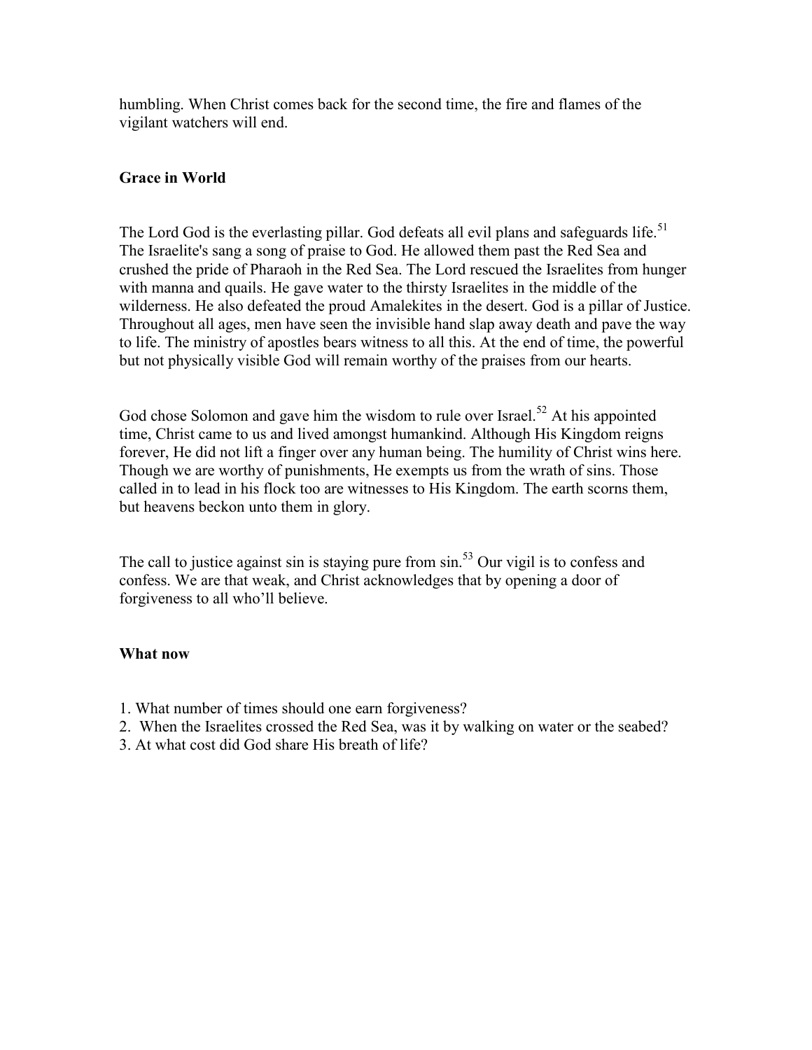humbling. When Christ comes back for the second time, the fire and flames of the vigilant watchers will end.

**Grace in World**

The Lord God is the everlasting pillar. God defeats all evil plans and safeguards life.[51] The Israelite's sang a song of praise to God. He allowed them past the Red Sea and crushed the pride of Pharaoh in the Red Sea. The Lord rescued the Israelites from hunger with manna and quails. He gave water to the thirsty Israelites in the middle of the wilderness. He also defeated the proud Amalekites in the desert. God is a pillar of Justice. Throughout all ages, men have seen the invisible hand slap away death and pave the way to life. The ministry of apostles bears witness to all this. At the end of time, the powerful but not physically visible God will remain worthy of the praises from our hearts.

God chose Solomon and gave him the wisdom to rule over Israel.[52] At his appointed time, Christ came to us and lived amongst humankind. Although His Kingdom reigns forever, He did not lift a finger over any human being. The humility of Christ wins here. Though we are worthy of punishments, He exempts us from the wrath of sins. Those called in to lead in his flock too are witnesses to His Kingdom. The earth scorns them, but heavens beckon unto them in glory.

The call to justice against sin is staying pure from sin.[53] Our vigil is to confess and confess. We are that weak, and Christ acknowledges that by opening a door of forgiveness to all who'll believe.

**What now**

1. What number of times should one earn forgiveness?
2. When the Israelites crossed the Red Sea, was it by walking on water or the seabed?
3. At what cost did God share His breath of life?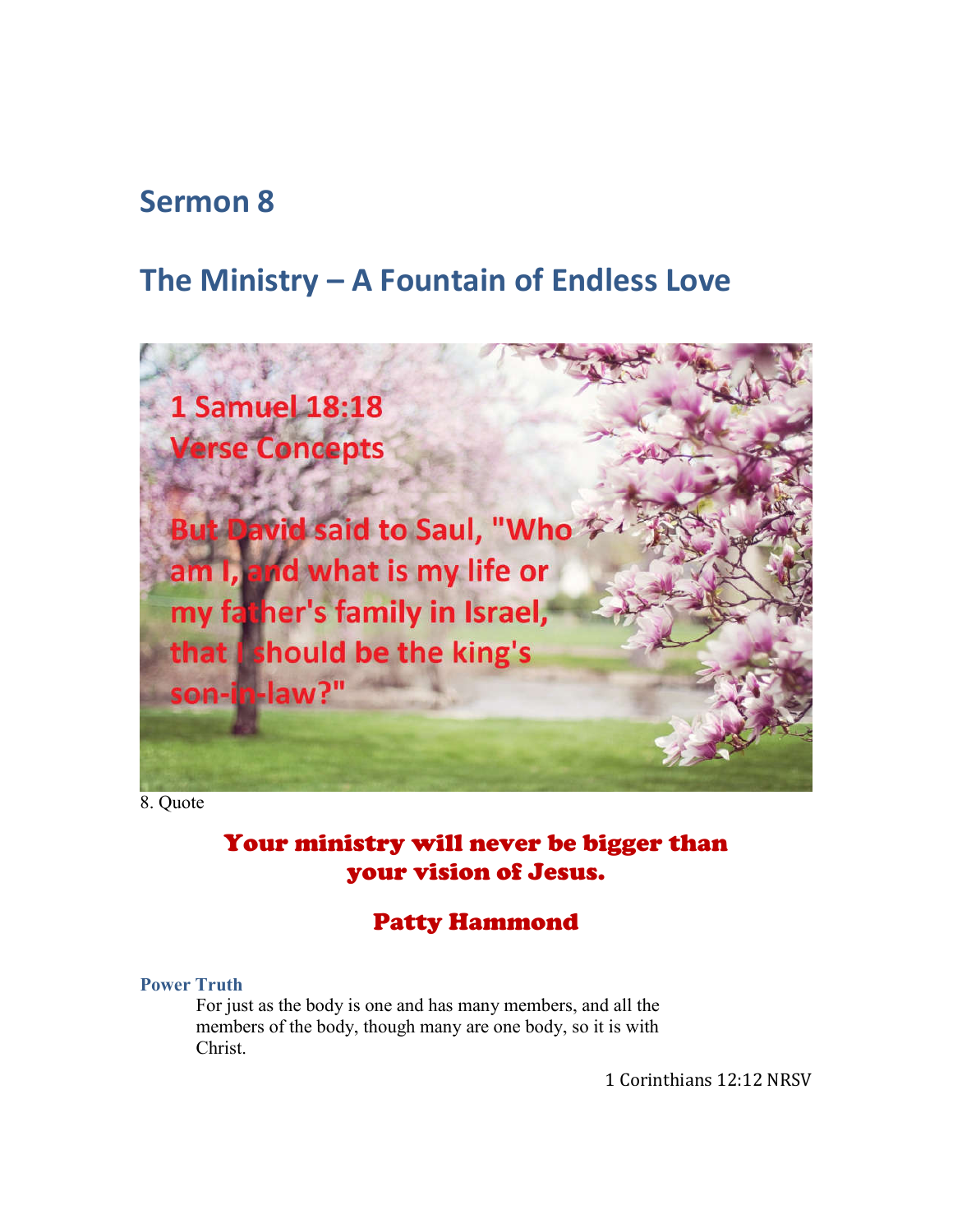## Sermon 8

## The Ministry – A Fountain of Endless Love

1 Samuel 18:18
Verse Concepts

But David said to Saul, "Who am I, and what is my life or my father's family in Israel, that I should be the king's son-in-law?"

8. Quote

**Your ministry will never be bigger than your vision of Jesus.**

**Patty Hammond**

**Power Truth**

For just as the body is one and has many members, and all the members of the body, though many are one body, so it is with Christ.

1 Corinthians 12:12 NRSV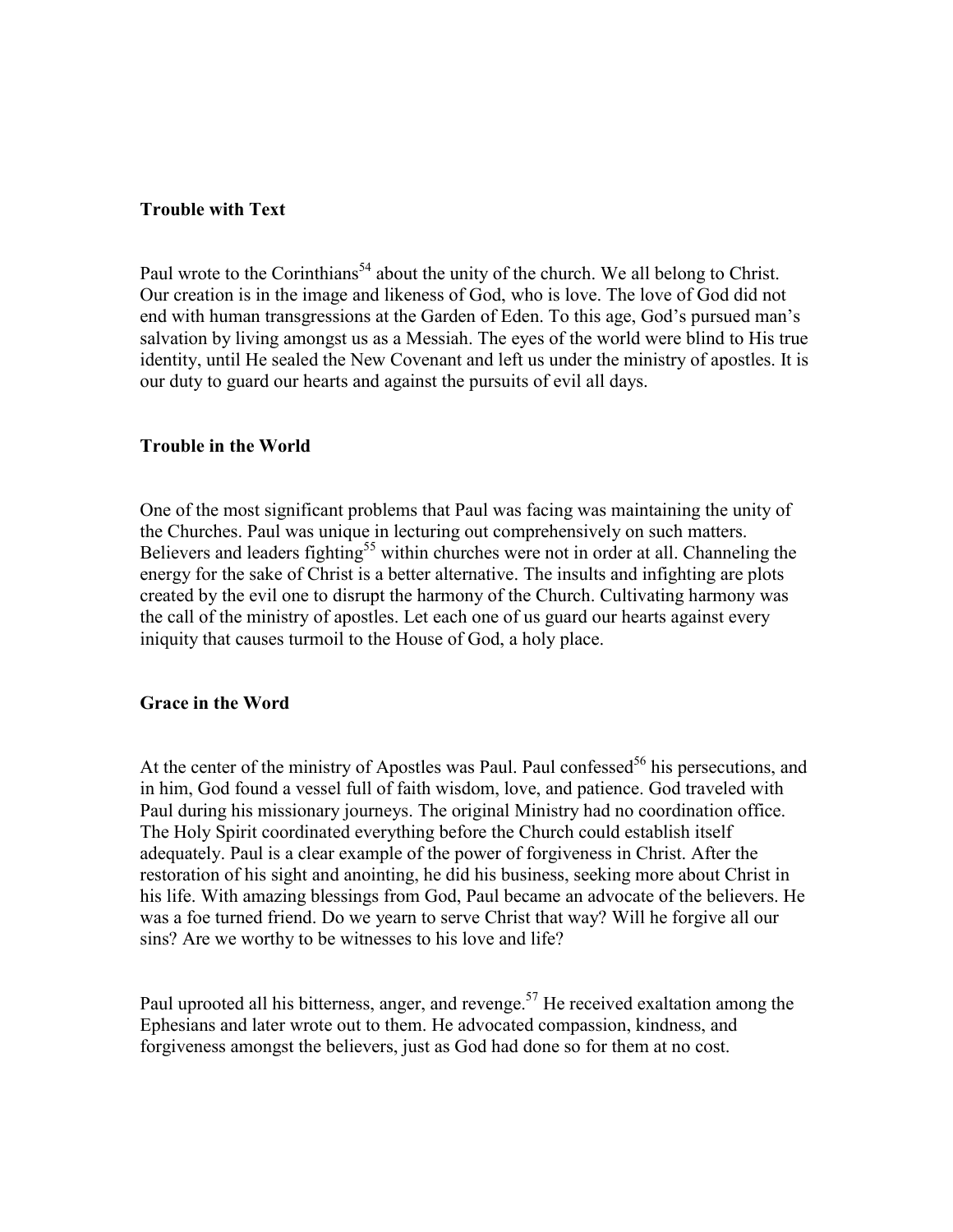### Trouble with Text

Paul wrote to the Corinthians[54] about the unity of the church. We all belong to Christ. Our creation is in the image and likeness of God, who is love. The love of God did not end with human transgressions at the Garden of Eden. To this age, God's pursued man's salvation by living amongst us as a Messiah. The eyes of the world were blind to His true identity, until He sealed the New Covenant and left us under the ministry of apostles. It is our duty to guard our hearts and against the pursuits of evil all days.

### Trouble in the World

One of the most significant problems that Paul was facing was maintaining the unity of the Churches. Paul was unique in lecturing out comprehensively on such matters. Believers and leaders fighting[55] within churches were not in order at all. Channeling the energy for the sake of Christ is a better alternative. The insults and infighting are plots created by the evil one to disrupt the harmony of the Church. Cultivating harmony was the call of the ministry of apostles. Let each one of us guard our hearts against every iniquity that causes turmoil to the House of God, a holy place.

### Grace in the Word

At the center of the ministry of Apostles was Paul. Paul confessed[56] his persecutions, and in him, God found a vessel full of faith wisdom, love, and patience. God traveled with Paul during his missionary journeys. The original Ministry had no coordination office. The Holy Spirit coordinated everything before the Church could establish itself adequately. Paul is a clear example of the power of forgiveness in Christ. After the restoration of his sight and anointing, he did his business, seeking more about Christ in his life. With amazing blessings from God, Paul became an advocate of the believers. He was a foe turned friend. Do we yearn to serve Christ that way? Will he forgive all our sins? Are we worthy to be witnesses to his love and life?

Paul uprooted all his bitterness, anger, and revenge.[57] He received exaltation among the Ephesians and later wrote out to them. He advocated compassion, kindness, and forgiveness amongst the believers, just as God had done so for them at no cost.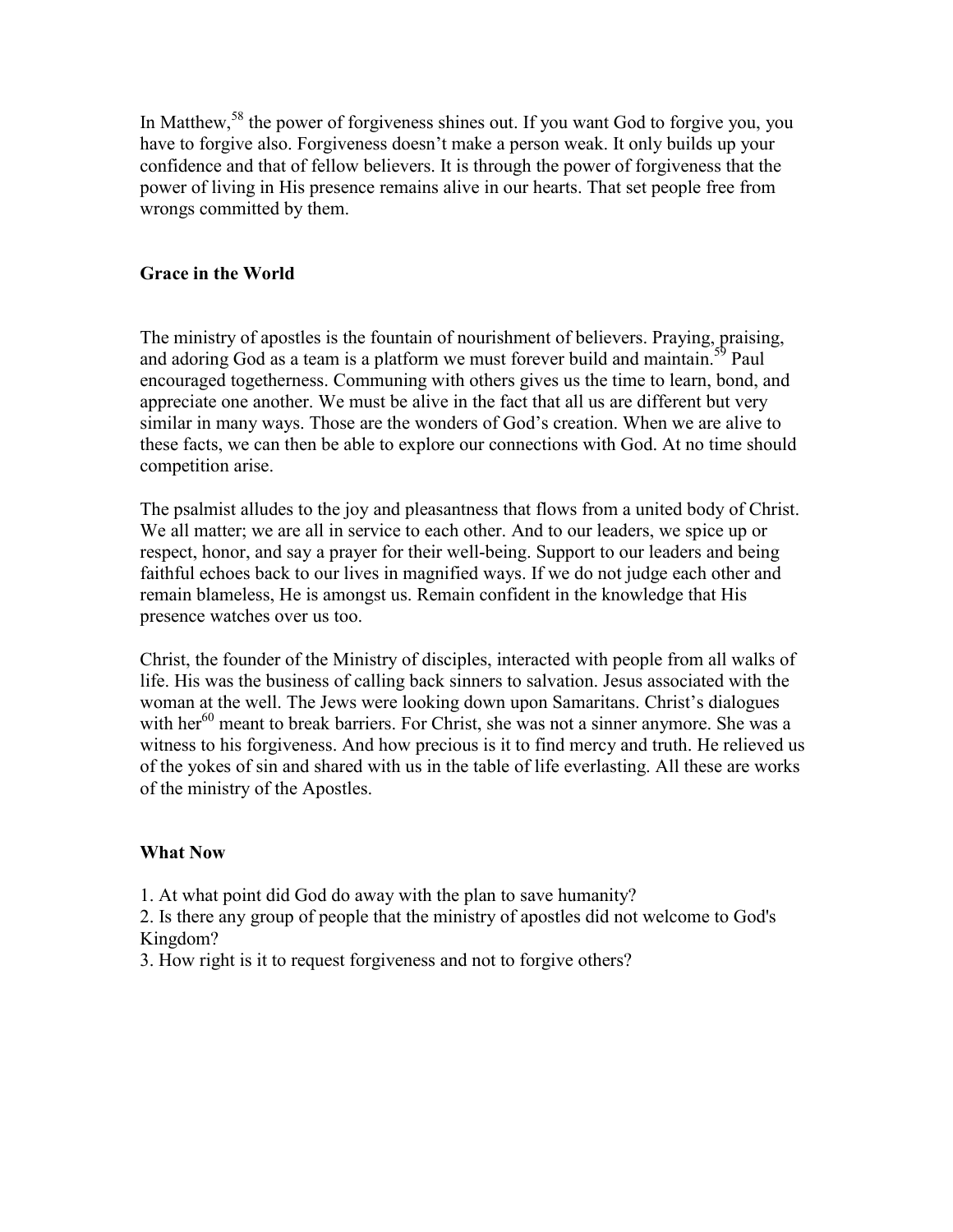In Matthew,[58] the power of forgiveness shines out. If you want God to forgive you, you have to forgive also. Forgiveness doesn't make a person weak. It only builds up your confidence and that of fellow believers. It is through the power of forgiveness that the power of living in His presence remains alive in our hearts. That set people free from wrongs committed by them.

## Grace in the World

The ministry of apostles is the fountain of nourishment of believers. Praying, praising, and adoring God as a team is a platform we must forever build and maintain.[59] Paul encouraged togetherness. Communing with others gives us the time to learn, bond, and appreciate one another. We must be alive in the fact that all us are different but very similar in many ways. Those are the wonders of God's creation. When we are alive to these facts, we can then be able to explore our connections with God. At no time should competition arise.

The psalmist alludes to the joy and pleasantness that flows from a united body of Christ. We all matter; we are all in service to each other. And to our leaders, we spice up or respect, honor, and say a prayer for their well-being. Support to our leaders and being faithful echoes back to our lives in magnified ways. If we do not judge each other and remain blameless, He is amongst us. Remain confident in the knowledge that His presence watches over us too.

Christ, the founder of the Ministry of disciples, interacted with people from all walks of life. His was the business of calling back sinners to salvation. Jesus associated with the woman at the well. The Jews were looking down upon Samaritans. Christ's dialogues with her[60] meant to break barriers. For Christ, she was not a sinner anymore. She was a witness to his forgiveness. And how precious is it to find mercy and truth. He relieved us of the yokes of sin and shared with us in the table of life everlasting. All these are works of the ministry of the Apostles.

## What Now

1. At what point did God do away with the plan to save humanity?
2. Is there any group of people that the ministry of apostles did not welcome to God's Kingdom?
3. How right is it to request forgiveness and not to forgive others?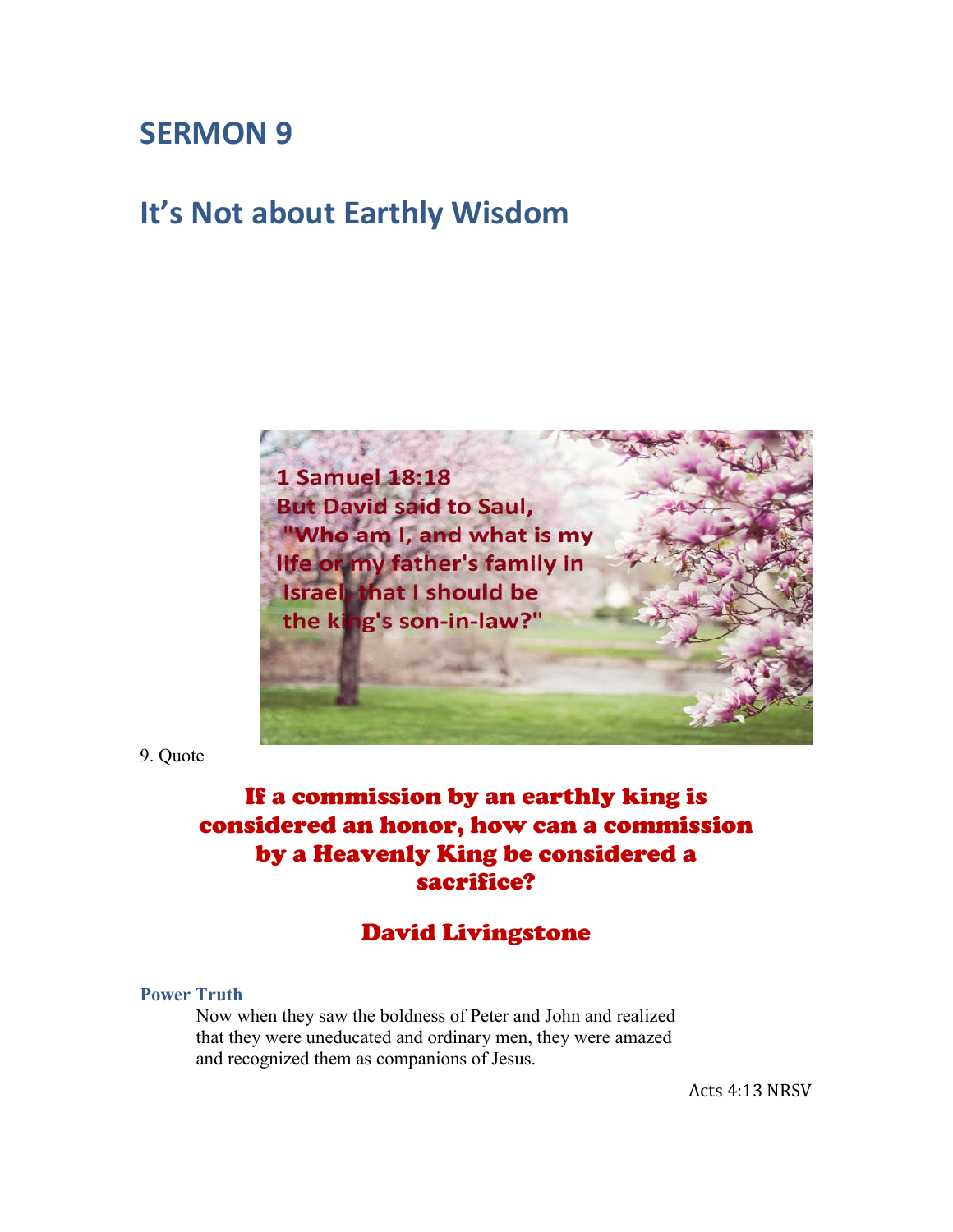# SERMON 9

## It's Not about Earthly Wisdom

1 Samuel 18:18
But David said to Saul,
"Who am I, and what is my life or my father's family in Israel, that I should be the king's son-in-law?"

9. Quote

**If a commission by an earthly king is considered an honor, how can a commission by a Heavenly King be considered a sacrifice?**

**David Livingstone**

**Power Truth**

> Now when they saw the boldness of Peter and John and realized that they were uneducated and ordinary men, they were amazed and recognized them as companions of Jesus.

Acts 4:13 NRSV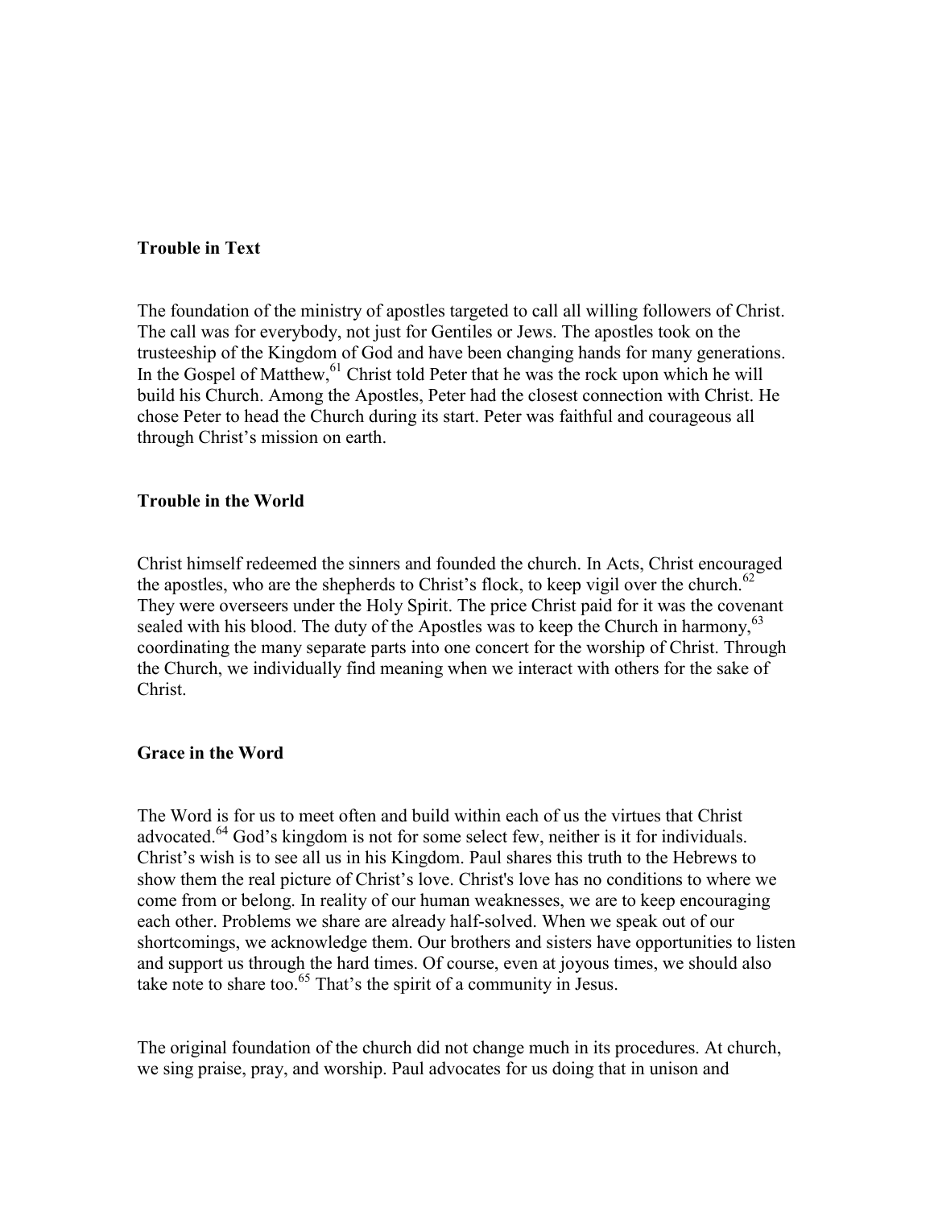**Trouble in Text**

The foundation of the ministry of apostles targeted to call all willing followers of Christ. The call was for everybody, not just for Gentiles or Jews. The apostles took on the trusteeship of the Kingdom of God and have been changing hands for many generations. In the Gospel of Matthew,[61] Christ told Peter that he was the rock upon which he will build his Church. Among the Apostles, Peter had the closest connection with Christ. He chose Peter to head the Church during its start. Peter was faithful and courageous all through Christ's mission on earth.

**Trouble in the World**

Christ himself redeemed the sinners and founded the church. In Acts, Christ encouraged the apostles, who are the shepherds to Christ's flock, to keep vigil over the church.[62] They were overseers under the Holy Spirit. The price Christ paid for it was the covenant sealed with his blood. The duty of the Apostles was to keep the Church in harmony,[63] coordinating the many separate parts into one concert for the worship of Christ. Through the Church, we individually find meaning when we interact with others for the sake of Christ.

**Grace in the Word**

The Word is for us to meet often and build within each of us the virtues that Christ advocated.[64] God's kingdom is not for some select few, neither is it for individuals. Christ's wish is to see all us in his Kingdom. Paul shares this truth to the Hebrews to show them the real picture of Christ's love. Christ's love has no conditions to where we come from or belong. In reality of our human weaknesses, we are to keep encouraging each other. Problems we share are already half-solved. When we speak out of our shortcomings, we acknowledge them. Our brothers and sisters have opportunities to listen and support us through the hard times. Of course, even at joyous times, we should also take note to share too.[65] That's the spirit of a community in Jesus.

The original foundation of the church did not change much in its procedures. At church, we sing praise, pray, and worship. Paul advocates for us doing that in unison and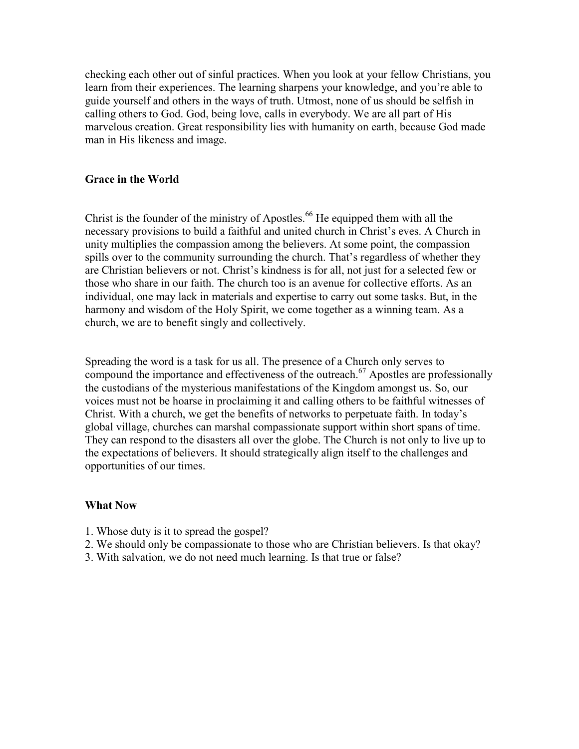checking each other out of sinful practices. When you look at your fellow Christians, you learn from their experiences. The learning sharpens your knowledge, and you're able to guide yourself and others in the ways of truth. Utmost, none of us should be selfish in calling others to God. God, being love, calls in everybody. We are all part of His marvelous creation. Great responsibility lies with humanity on earth, because God made man in His likeness and image.

## Grace in the World

Christ is the founder of the ministry of Apostles.[66] He equipped them with all the necessary provisions to build a faithful and united church in Christ's eves. A Church in unity multiplies the compassion among the believers. At some point, the compassion spills over to the community surrounding the church. That's regardless of whether they are Christian believers or not. Christ's kindness is for all, not just for a selected few or those who share in our faith. The church too is an avenue for collective efforts. As an individual, one may lack in materials and expertise to carry out some tasks. But, in the harmony and wisdom of the Holy Spirit, we come together as a winning team. As a church, we are to benefit singly and collectively.

Spreading the word is a task for us all. The presence of a Church only serves to compound the importance and effectiveness of the outreach.[67] Apostles are professionally the custodians of the mysterious manifestations of the Kingdom amongst us. So, our voices must not be hoarse in proclaiming it and calling others to be faithful witnesses of Christ. With a church, we get the benefits of networks to perpetuate faith. In today's global village, churches can marshal compassionate support within short spans of time. They can respond to the disasters all over the globe. The Church is not only to live up to the expectations of believers. It should strategically align itself to the challenges and opportunities of our times.

## What Now

1. Whose duty is it to spread the gospel?
2. We should only be compassionate to those who are Christian believers. Is that okay?
3. With salvation, we do not need much learning. Is that true or false?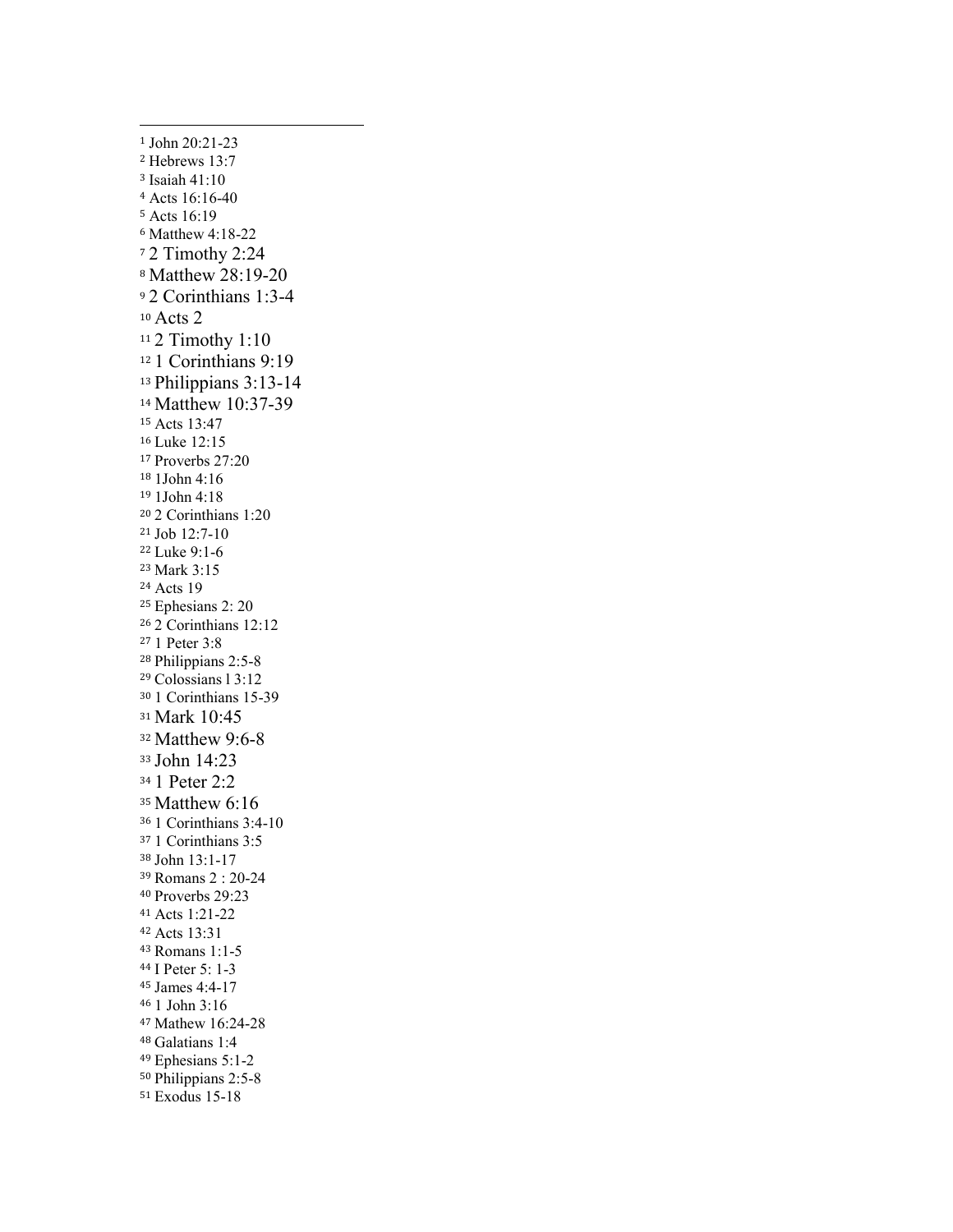[1] John 20:21-23
[2] Hebrews 13:7
[3] Isaiah 41:10
[4] Acts 16:16-40
[5] Acts 16:19
[6] Matthew 4:18-22
[7] 2 Timothy 2:24
[8] Matthew 28:19-20
[9] 2 Corinthians 1:3-4
[10] Acts 2
[11] 2 Timothy 1:10
[12] 1 Corinthians 9:19
[13] Philippians 3:13-14
[14] Matthew 10:37-39
[15] Acts 13:47
[16] Luke 12:15
[17] Proverbs 27:20
[18] 1John 4:16
[19] 1John 4:18
[20] 2 Corinthians 1:20
[21] Job 12:7-10
[22] Luke 9:1-6
[23] Mark 3:15
[24] Acts 19
[25] Ephesians 2: 20
[26] 2 Corinthians 12:12
[27] 1 Peter 3:8
[28] Philippians 2:5-8
[29] Colossians l 3:12
[30] 1 Corinthians 15-39
[31] Mark 10:45
[32] Matthew 9:6-8
[33] John 14:23
[34] 1 Peter 2:2
[35] Matthew 6:16
[36] 1 Corinthians 3:4-10
[37] 1 Corinthians 3:5
[38] John 13:1-17
[39] Romans 2 : 20-24
[40] Proverbs 29:23
[41] Acts 1:21-22
[42] Acts 13:31
[43] Romans 1:1-5
[44] I Peter 5: 1-3
[45] James 4:4-17
[46] 1 John 3:16
[47] Mathew 16:24-28
[48] Galatians 1:4
[49] Ephesians 5:1-2
[50] Philippians 2:5-8
[51] Exodus 15-18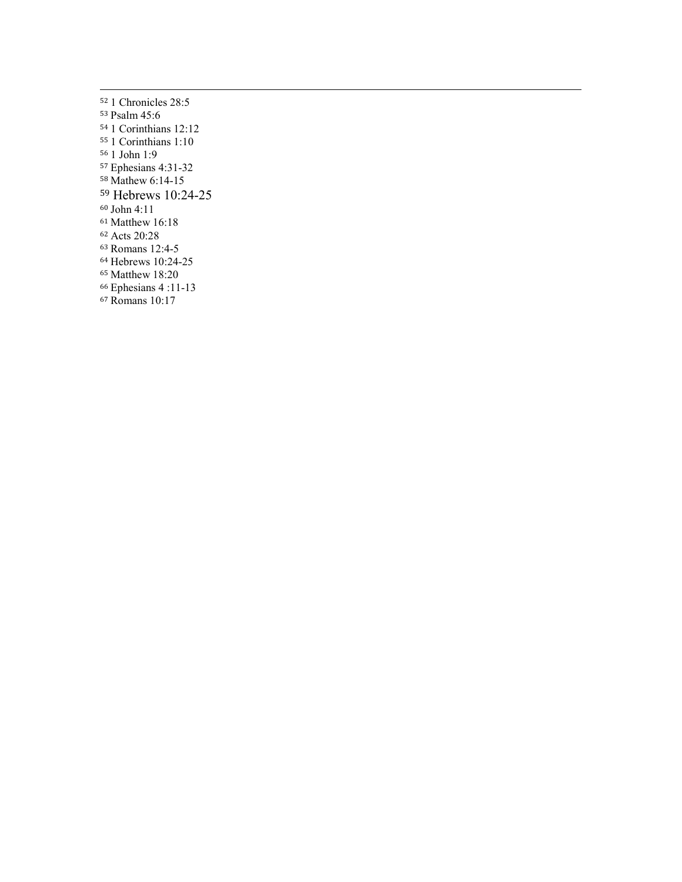---

[52] 1 Chronicles 28:5
[53] Psalm 45:6
[54] 1 Corinthians 12:12
[55] 1 Corinthians 1:10
[56] 1 John 1:9
[57] Ephesians 4:31-32
[58] Mathew 6:14-15
[59] Hebrews 10:24-25
[60] John 4:11
[61] Matthew 16:18
[62] Acts 20:28
[63] Romans 12:4-5
[64] Hebrews 10:24-25
[65] Matthew 18:20
[66] Ephesians 4 :11-13
[67] Romans 10:17